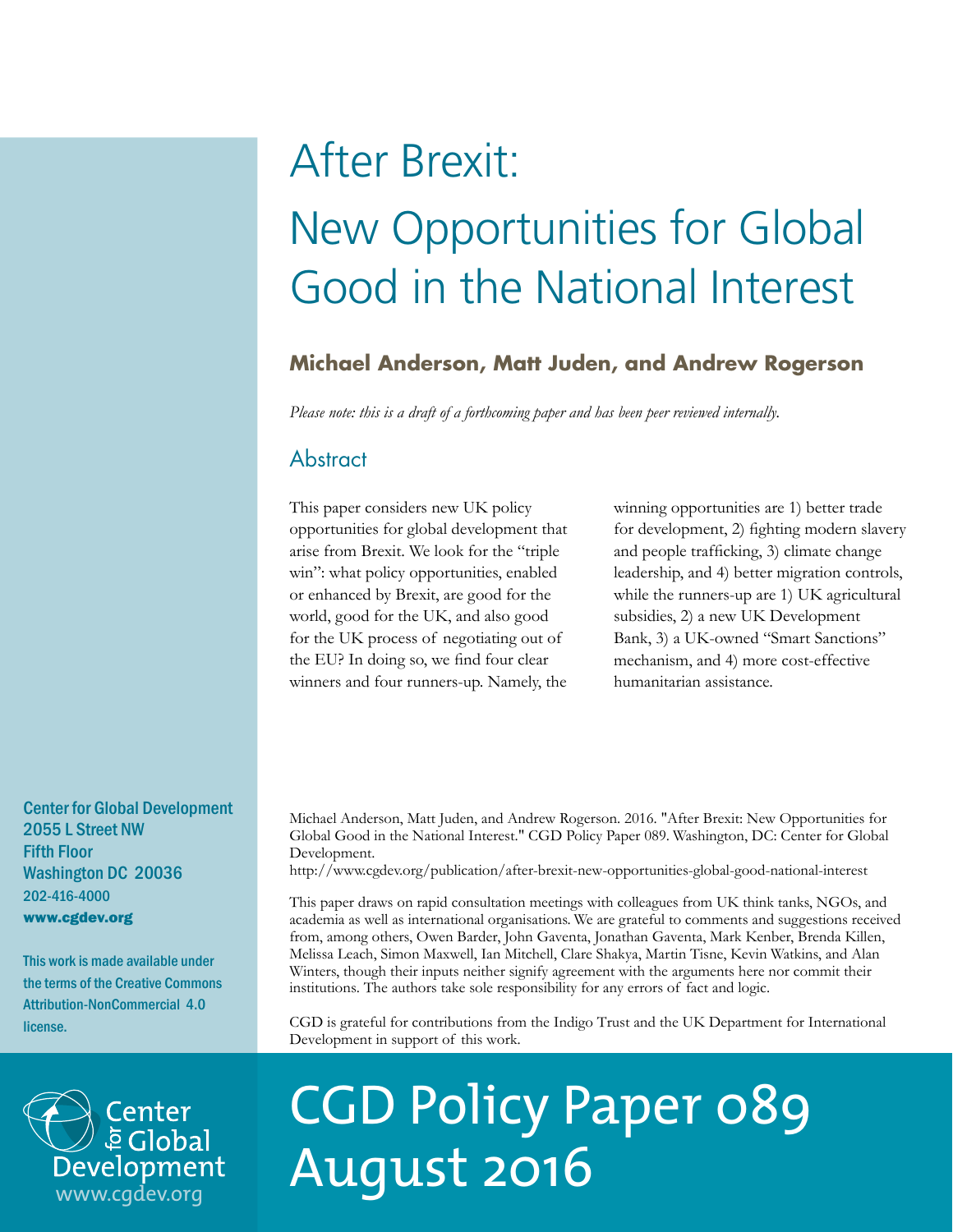# After Brexit: New Opportunities for Global Good in the National Interest

**Michael Anderson, Matt Juden, and Andrew Rogerson**

*Please note: this is a draft of a forthcoming paper and has been peer reviewed internally.*

## Abstract

This paper considers new UK policy opportunities for global development that arise from Brexit. We look for the "triple win": what policy opportunities, enabled or enhanced by Brexit, are good for the world, good for the UK, and also good for the UK process of negotiating out of the EU? In doing so, we find four clear winners and four runners-up. Namely, the winning opportunities are 1) better trade for development, 2) fighting modern slavery and people trafficking, 3) climate change leadership, and 4) better migration controls, while the runners-up are 1) UK agricultural subsidies, 2) a new UK Development Bank, 3) a UK-owned "Smart Sanctions" mechanism, and 4) more cost-effective humanitarian assistance.

Center for Global Development
2055 L Street NW
Fifth Floor
Washington DC 20036
202-416-4000
**www.cgdev.org**

This work is made available under the terms of the Creative Commons Attribution-NonCommercial 4.0 license.

Michael Anderson, Matt Juden, and Andrew Rogerson. 2016. "After Brexit: New Opportunities for Global Good in the National Interest." CGD Policy Paper 089. Washington, DC: Center for Global Development.
http://www.cgdev.org/publication/after-brexit-new-opportunities-global-good-national-interest

This paper draws on rapid consultation meetings with colleagues from UK think tanks, NGOs, and academia as well as international organisations. We are grateful to comments and suggestions received from, among others, Owen Barder, John Gaventa, Jonathan Gaventa, Mark Kenber, Brenda Killen, Melissa Leach, Simon Maxwell, Ian Mitchell, Clare Shakya, Martin Tisne, Kevin Watkins, and Alan Winters, though their inputs neither signify agreement with the arguments here nor commit their institutions. The authors take sole responsibility for any errors of fact and logic.

CGD is grateful for contributions from the Indigo Trust and the UK Department for International Development in support of this work.

Center for Global Development
www.cgdev.org

CGD Policy Paper 089
August 2016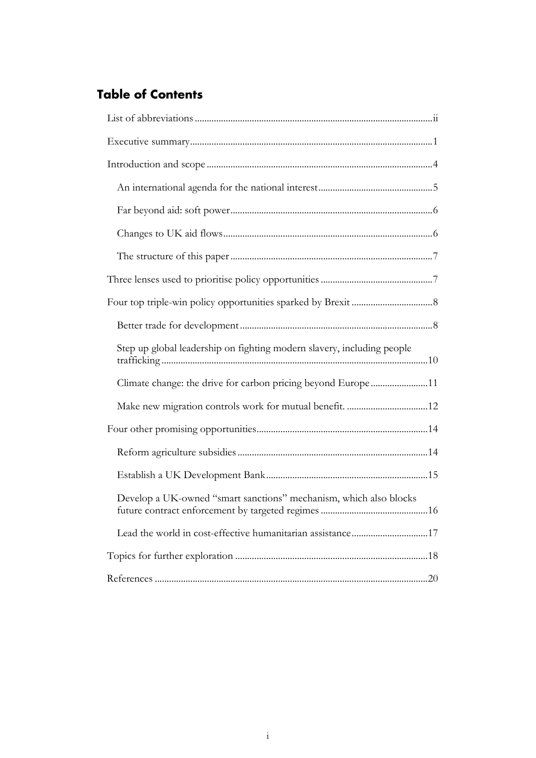## Table of Contents

- List of abbreviations ii
- Executive summary 1
- Introduction and scope 4
  - An international agenda for the national interest 5
  - Far beyond aid: soft power 6
  - Changes to UK aid flows 6
  - The structure of this paper 7
- Three lenses used to prioritise policy opportunities 7
- Four top triple-win policy opportunities sparked by Brexit 8
  - Better trade for development 8
  - Step up global leadership on fighting modern slavery, including people trafficking 10
  - Climate change: the drive for carbon pricing beyond Europe 11
  - Make new migration controls work for mutual benefit. 12
- Four other promising opportunities 14
  - Reform agriculture subsidies 14
  - Establish a UK Development Bank 15
  - Develop a UK-owned "smart sanctions" mechanism, which also blocks future contract enforcement by targeted regimes 16
  - Lead the world in cost-effective humanitarian assistance 17
- Topics for further exploration 18
- References 20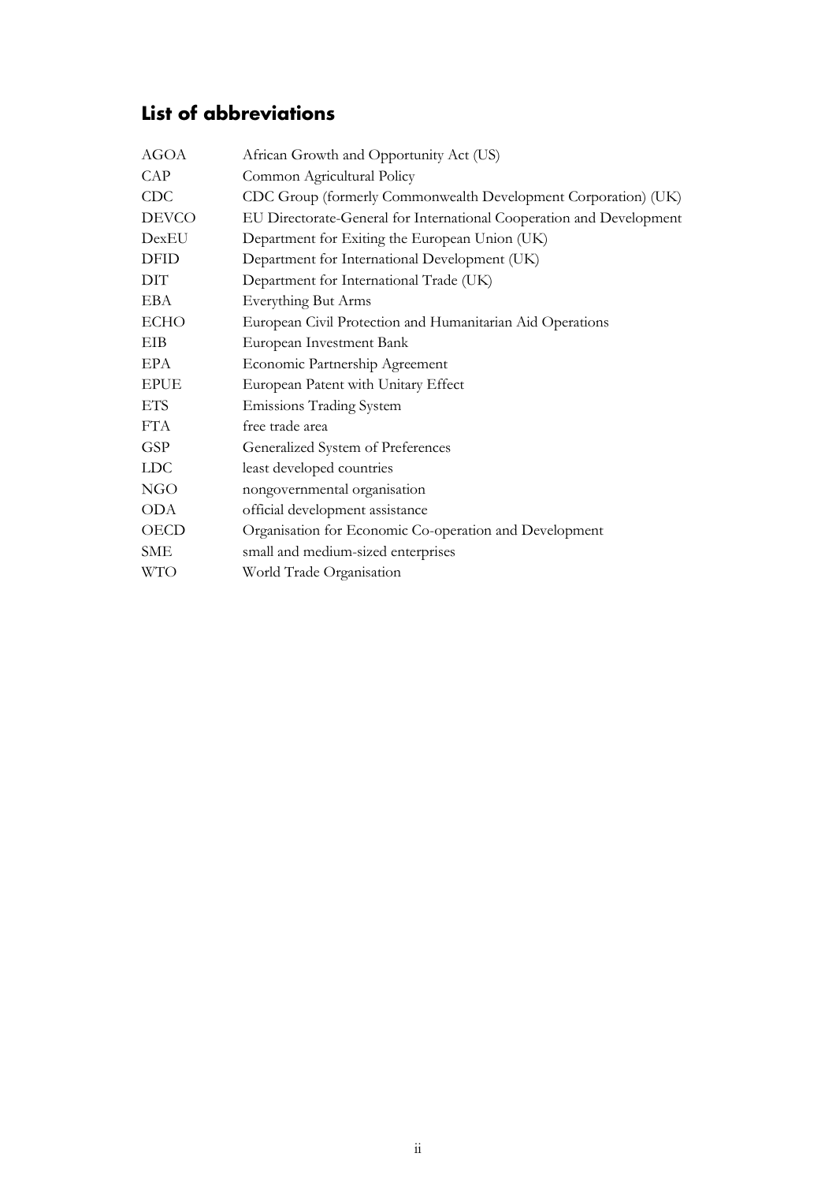## List of abbreviations

| | |
|---|---|
| AGOA | African Growth and Opportunity Act (US) |
| CAP | Common Agricultural Policy |
| CDC | CDC Group (formerly Commonwealth Development Corporation) (UK) |
| DEVCO | EU Directorate-General for International Cooperation and Development |
| DexEU | Department for Exiting the European Union (UK) |
| DFID | Department for International Development (UK) |
| DIT | Department for International Trade (UK) |
| EBA | Everything But Arms |
| ECHO | European Civil Protection and Humanitarian Aid Operations |
| EIB | European Investment Bank |
| EPA | Economic Partnership Agreement |
| EPUE | European Patent with Unitary Effect |
| ETS | Emissions Trading System |
| FTA | free trade area |
| GSP | Generalized System of Preferences |
| LDC | least developed countries |
| NGO | nongovernmental organisation |
| ODA | official development assistance |
| OECD | Organisation for Economic Co-operation and Development |
| SME | small and medium-sized enterprises |
| WTO | World Trade Organisation |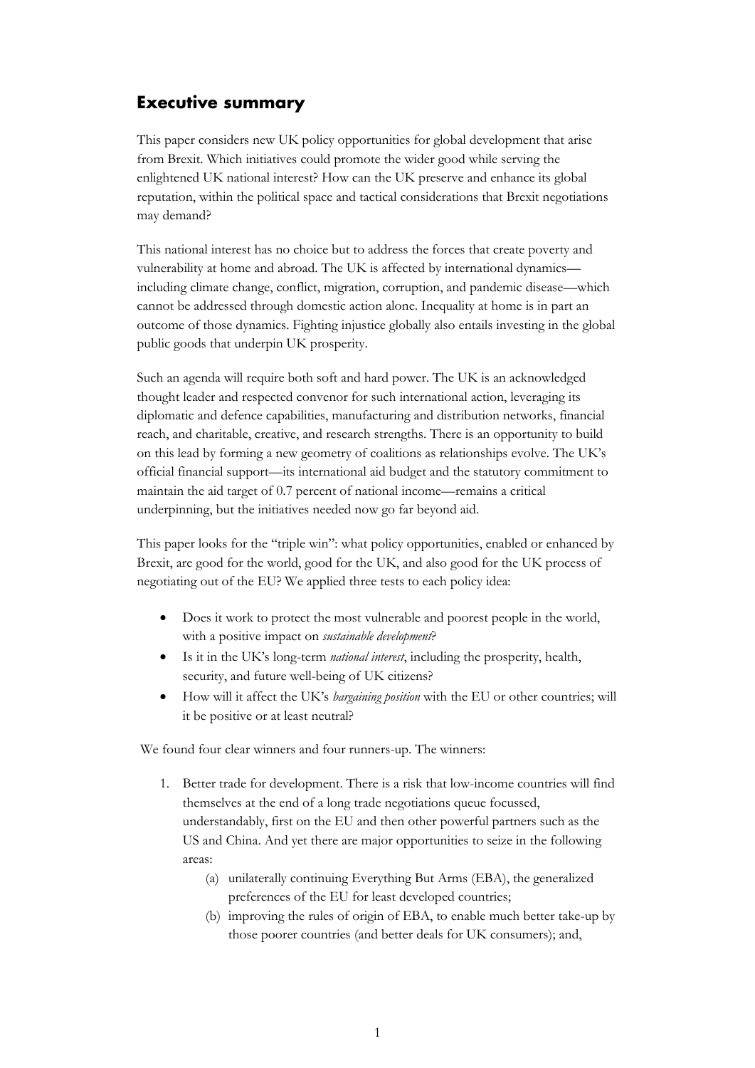## Executive summary

This paper considers new UK policy opportunities for global development that arise from Brexit. Which initiatives could promote the wider good while serving the enlightened UK national interest? How can the UK preserve and enhance its global reputation, within the political space and tactical considerations that Brexit negotiations may demand?

This national interest has no choice but to address the forces that create poverty and vulnerability at home and abroad. The UK is affected by international dynamics—including climate change, conflict, migration, corruption, and pandemic disease—which cannot be addressed through domestic action alone. Inequality at home is in part an outcome of those dynamics. Fighting injustice globally also entails investing in the global public goods that underpin UK prosperity.

Such an agenda will require both soft and hard power. The UK is an acknowledged thought leader and respected convenor for such international action, leveraging its diplomatic and defence capabilities, manufacturing and distribution networks, financial reach, and charitable, creative, and research strengths. There is an opportunity to build on this lead by forming a new geometry of coalitions as relationships evolve. The UK's official financial support—its international aid budget and the statutory commitment to maintain the aid target of 0.7 percent of national income—remains a critical underpinning, but the initiatives needed now go far beyond aid.

This paper looks for the "triple win": what policy opportunities, enabled or enhanced by Brexit, are good for the world, good for the UK, and also good for the UK process of negotiating out of the EU? We applied three tests to each policy idea:

- Does it work to protect the most vulnerable and poorest people in the world, with a positive impact on *sustainable development*?
- Is it in the UK's long-term *national interest*, including the prosperity, health, security, and future well-being of UK citizens?
- How will it affect the UK's *bargaining position* with the EU or other countries; will it be positive or at least neutral?

We found four clear winners and four runners-up. The winners:

1. Better trade for development. There is a risk that low-income countries will find themselves at the end of a long trade negotiations queue focussed, understandably, first on the EU and then other powerful partners such as the US and China. And yet there are major opportunities to seize in the following areas:
    (a) unilaterally continuing Everything But Arms (EBA), the generalized preferences of the EU for least developed countries;
    (b) improving the rules of origin of EBA, to enable much better take-up by those poorer countries (and better deals for UK consumers); and,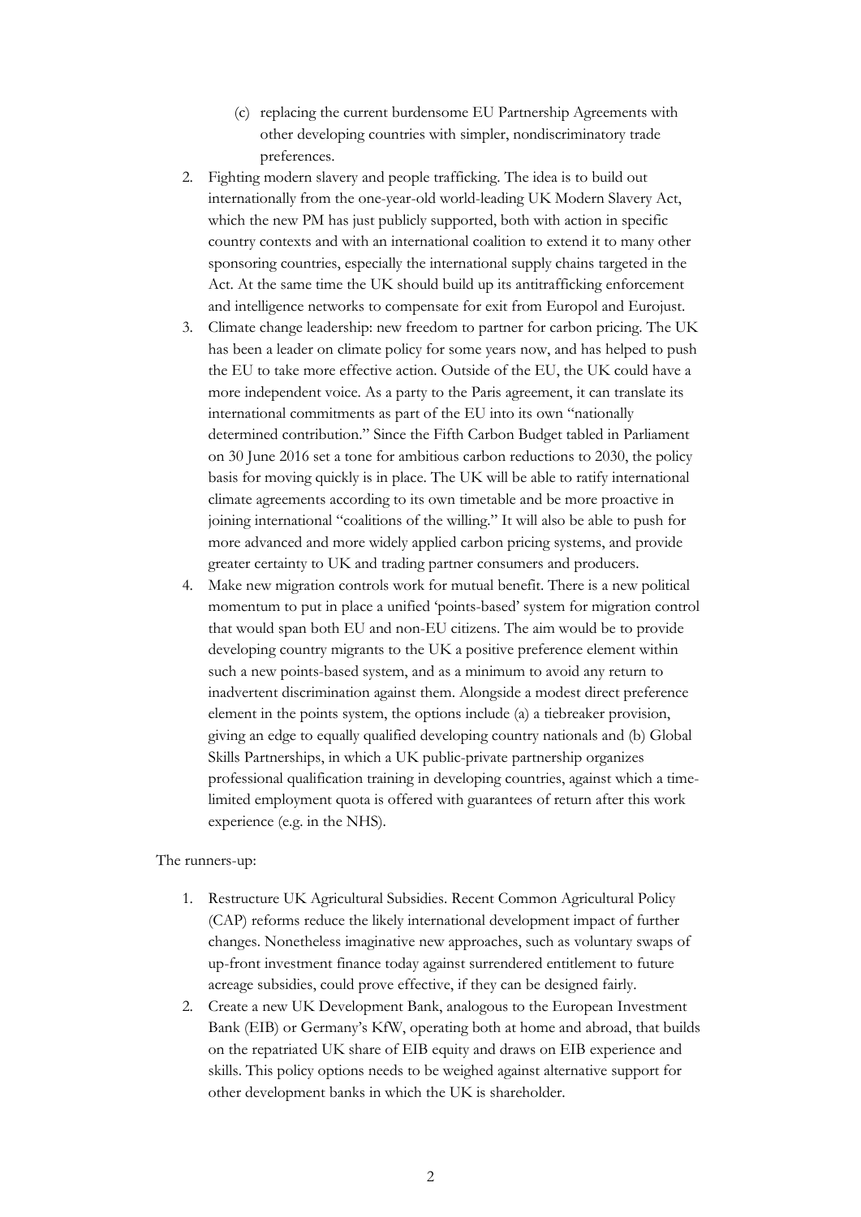(c) replacing the current burdensome EU Partnership Agreements with other developing countries with simpler, nondiscriminatory trade preferences.

2. Fighting modern slavery and people trafficking. The idea is to build out internationally from the one-year-old world-leading UK Modern Slavery Act, which the new PM has just publicly supported, both with action in specific country contexts and with an international coalition to extend it to many other sponsoring countries, especially the international supply chains targeted in the Act. At the same time the UK should build up its antitrafficking enforcement and intelligence networks to compensate for exit from Europol and Eurojust.
3. Climate change leadership: new freedom to partner for carbon pricing. The UK has been a leader on climate policy for some years now, and has helped to push the EU to take more effective action. Outside of the EU, the UK could have a more independent voice. As a party to the Paris agreement, it can translate its international commitments as part of the EU into its own "nationally determined contribution." Since the Fifth Carbon Budget tabled in Parliament on 30 June 2016 set a tone for ambitious carbon reductions to 2030, the policy basis for moving quickly is in place. The UK will be able to ratify international climate agreements according to its own timetable and be more proactive in joining international "coalitions of the willing." It will also be able to push for more advanced and more widely applied carbon pricing systems, and provide greater certainty to UK and trading partner consumers and producers.
4. Make new migration controls work for mutual benefit. There is a new political momentum to put in place a unified 'points-based' system for migration control that would span both EU and non-EU citizens. The aim would be to provide developing country migrants to the UK a positive preference element within such a new points-based system, and as a minimum to avoid any return to inadvertent discrimination against them. Alongside a modest direct preference element in the points system, the options include (a) a tiebreaker provision, giving an edge to equally qualified developing country nationals and (b) Global Skills Partnerships, in which a UK public-private partnership organizes professional qualification training in developing countries, against which a time-limited employment quota is offered with guarantees of return after this work experience (e.g. in the NHS).

The runners-up:

1. Restructure UK Agricultural Subsidies. Recent Common Agricultural Policy (CAP) reforms reduce the likely international development impact of further changes. Nonetheless imaginative new approaches, such as voluntary swaps of up-front investment finance today against surrendered entitlement to future acreage subsidies, could prove effective, if they can be designed fairly.
2. Create a new UK Development Bank, analogous to the European Investment Bank (EIB) or Germany's KfW, operating both at home and abroad, that builds on the repatriated UK share of EIB equity and draws on EIB experience and skills. This policy options needs to be weighed against alternative support for other development banks in which the UK is shareholder.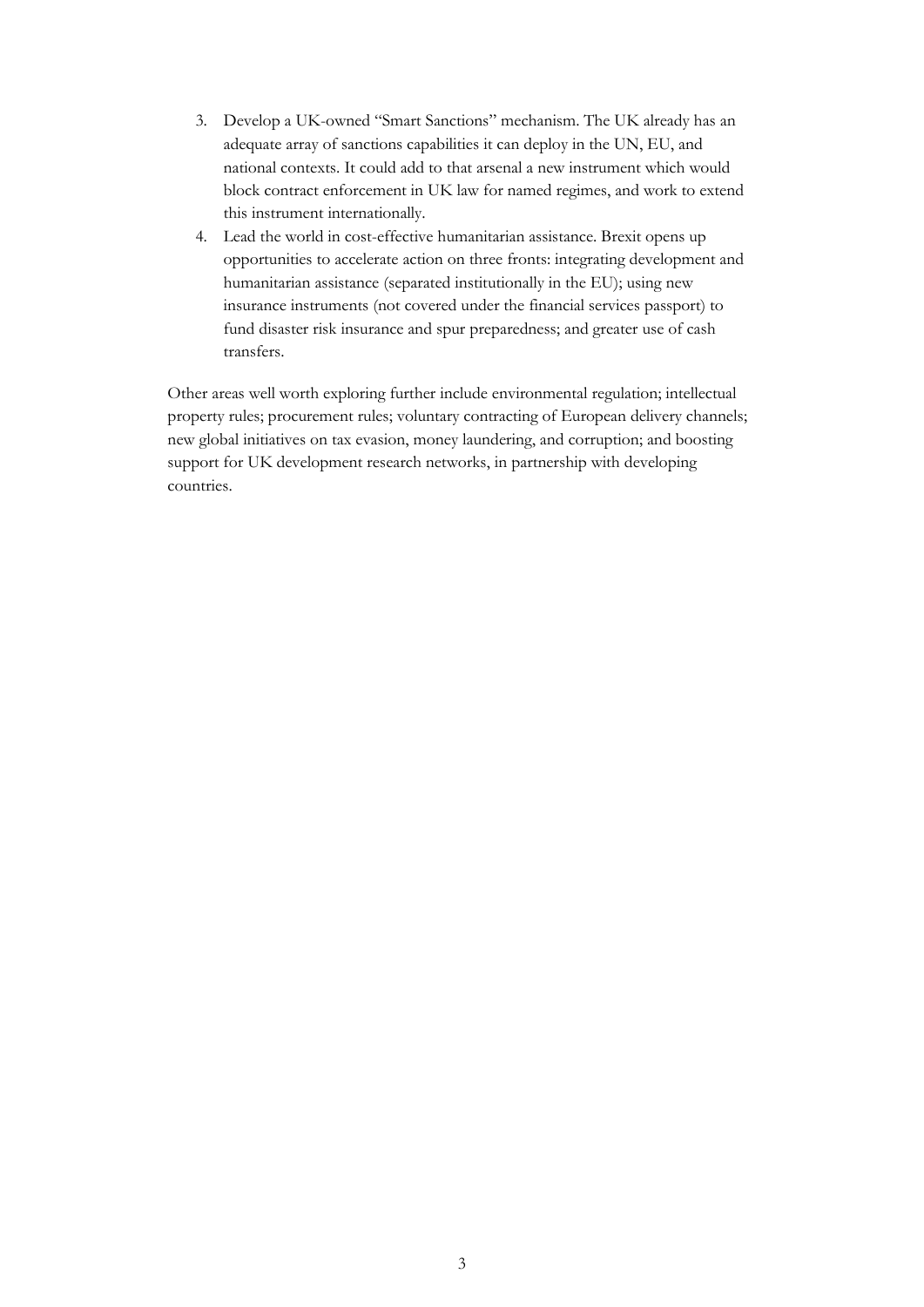3. Develop a UK-owned "Smart Sanctions" mechanism. The UK already has an adequate array of sanctions capabilities it can deploy in the UN, EU, and national contexts. It could add to that arsenal a new instrument which would block contract enforcement in UK law for named regimes, and work to extend this instrument internationally.
4. Lead the world in cost-effective humanitarian assistance. Brexit opens up opportunities to accelerate action on three fronts: integrating development and humanitarian assistance (separated institutionally in the EU); using new insurance instruments (not covered under the financial services passport) to fund disaster risk insurance and spur preparedness; and greater use of cash transfers.

Other areas well worth exploring further include environmental regulation; intellectual property rules; procurement rules; voluntary contracting of European delivery channels; new global initiatives on tax evasion, money laundering, and corruption; and boosting support for UK development research networks, in partnership with developing countries.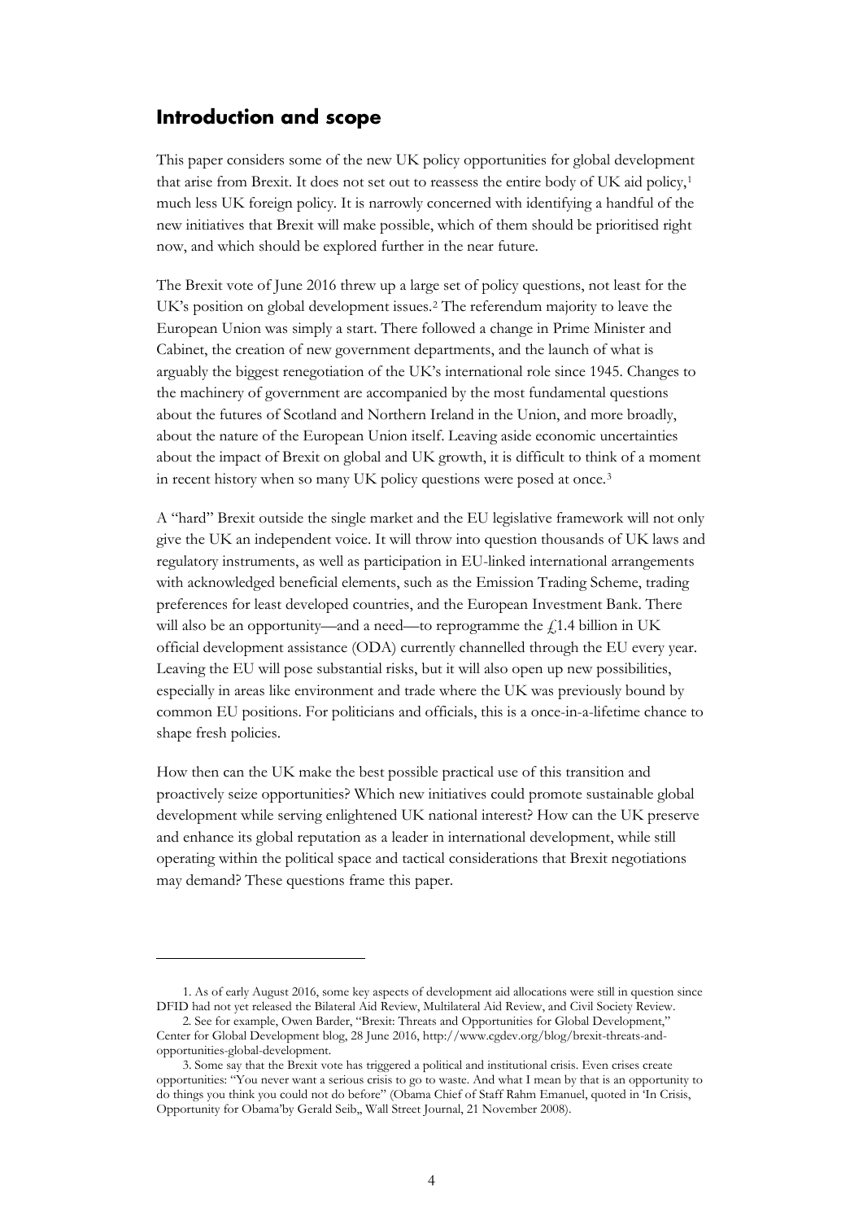## Introduction and scope

This paper considers some of the new UK policy opportunities for global development that arise from Brexit. It does not set out to reassess the entire body of UK aid policy,[1] much less UK foreign policy. It is narrowly concerned with identifying a handful of the new initiatives that Brexit will make possible, which of them should be prioritised right now, and which should be explored further in the near future.

The Brexit vote of June 2016 threw up a large set of policy questions, not least for the UK's position on global development issues.[2] The referendum majority to leave the European Union was simply a start. There followed a change in Prime Minister and Cabinet, the creation of new government departments, and the launch of what is arguably the biggest renegotiation of the UK's international role since 1945. Changes to the machinery of government are accompanied by the most fundamental questions about the futures of Scotland and Northern Ireland in the Union, and more broadly, about the nature of the European Union itself. Leaving aside economic uncertainties about the impact of Brexit on global and UK growth, it is difficult to think of a moment in recent history when so many UK policy questions were posed at once.[3]

A "hard" Brexit outside the single market and the EU legislative framework will not only give the UK an independent voice. It will throw into question thousands of UK laws and regulatory instruments, as well as participation in EU-linked international arrangements with acknowledged beneficial elements, such as the Emission Trading Scheme, trading preferences for least developed countries, and the European Investment Bank. There will also be an opportunity—and a need—to reprogramme the £1.4 billion in UK official development assistance (ODA) currently channelled through the EU every year. Leaving the EU will pose substantial risks, but it will also open up new possibilities, especially in areas like environment and trade where the UK was previously bound by common EU positions. For politicians and officials, this is a once-in-a-lifetime chance to shape fresh policies.

How then can the UK make the best possible practical use of this transition and proactively seize opportunities? Which new initiatives could promote sustainable global development while serving enlightened UK national interest? How can the UK preserve and enhance its global reputation as a leader in international development, while still operating within the political space and tactical considerations that Brexit negotiations may demand? These questions frame this paper.

---

1. As of early August 2016, some key aspects of development aid allocations were still in question since DFID had not yet released the Bilateral Aid Review, Multilateral Aid Review, and Civil Society Review.

2. See for example, Owen Barder, "Brexit: Threats and Opportunities for Global Development," Center for Global Development blog, 28 June 2016, http://www.cgdev.org/blog/brexit-threats-and-opportunities-global-development.

3. Some say that the Brexit vote has triggered a political and institutional crisis. Even crises create opportunities: "You never want a serious crisis to go to waste. And what I mean by that is an opportunity to do things you think you could not do before" (Obama Chief of Staff Rahm Emanuel, quoted in 'In Crisis, Opportunity for Obama'by Gerald Seib,, Wall Street Journal, 21 November 2008).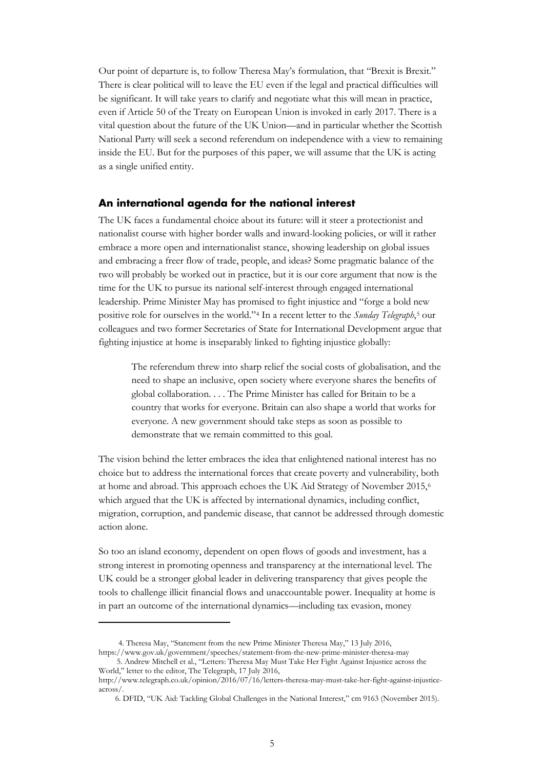Our point of departure is, to follow Theresa May's formulation, that "Brexit is Brexit." There is clear political will to leave the EU even if the legal and practical difficulties will be significant. It will take years to clarify and negotiate what this will mean in practice, even if Article 50 of the Treaty on European Union is invoked in early 2017. There is a vital question about the future of the UK Union—and in particular whether the Scottish National Party will seek a second referendum on independence with a view to remaining inside the EU. But for the purposes of this paper, we will assume that the UK is acting as a single unified entity.

## An international agenda for the national interest

The UK faces a fundamental choice about its future: will it steer a protectionist and nationalist course with higher border walls and inward-looking policies, or will it rather embrace a more open and internationalist stance, showing leadership on global issues and embracing a freer flow of trade, people, and ideas? Some pragmatic balance of the two will probably be worked out in practice, but it is our core argument that now is the time for the UK to pursue its national self-interest through engaged international leadership. Prime Minister May has promised to fight injustice and "forge a bold new positive role for ourselves in the world."[4] In a recent letter to the *Sunday Telegraph*,[5] our colleagues and two former Secretaries of State for International Development argue that fighting injustice at home is inseparably linked to fighting injustice globally:

> The referendum threw into sharp relief the social costs of globalisation, and the need to shape an inclusive, open society where everyone shares the benefits of global collaboration. . . . The Prime Minister has called for Britain to be a country that works for everyone. Britain can also shape a world that works for everyone. A new government should take steps as soon as possible to demonstrate that we remain committed to this goal.

The vision behind the letter embraces the idea that enlightened national interest has no choice but to address the international forces that create poverty and vulnerability, both at home and abroad. This approach echoes the UK Aid Strategy of November 2015,[6] which argued that the UK is affected by international dynamics, including conflict, migration, corruption, and pandemic disease, that cannot be addressed through domestic action alone.

So too an island economy, dependent on open flows of goods and investment, has a strong interest in promoting openness and transparency at the international level. The UK could be a stronger global leader in delivering transparency that gives people the tools to challenge illicit financial flows and unaccountable power. Inequality at home is in part an outcome of the international dynamics—including tax evasion, money

---

4. Theresa May, "Statement from the new Prime Minister Theresa May," 13 July 2016, https://www.gov.uk/government/speeches/statement-from-the-new-prime-minister-theresa-may

5. Andrew Mitchell et al., "Letters: Theresa May Must Take Her Fight Against Injustice across the World," letter to the editor, The Telegraph, 17 July 2016, http://www.telegraph.co.uk/opinion/2016/07/16/letters-theresa-may-must-take-her-fight-against-injustice-across/.

6. DFID, "UK Aid: Tackling Global Challenges in the National Interest," cm 9163 (November 2015).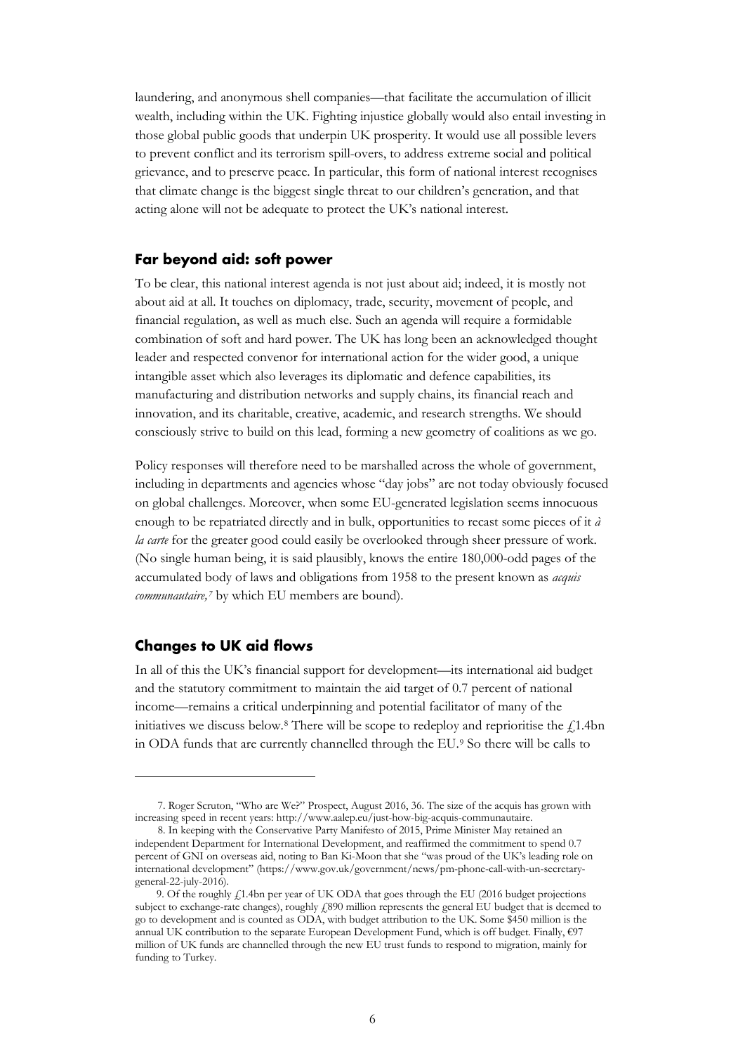laundering, and anonymous shell companies—that facilitate the accumulation of illicit wealth, including within the UK. Fighting injustice globally would also entail investing in those global public goods that underpin UK prosperity. It would use all possible levers to prevent conflict and its terrorism spill-overs, to address extreme social and political grievance, and to preserve peace. In particular, this form of national interest recognises that climate change is the biggest single threat to our children's generation, and that acting alone will not be adequate to protect the UK's national interest.

## Far beyond aid: soft power

To be clear, this national interest agenda is not just about aid; indeed, it is mostly not about aid at all. It touches on diplomacy, trade, security, movement of people, and financial regulation, as well as much else. Such an agenda will require a formidable combination of soft and hard power. The UK has long been an acknowledged thought leader and respected convenor for international action for the wider good, a unique intangible asset which also leverages its diplomatic and defence capabilities, its manufacturing and distribution networks and supply chains, its financial reach and innovation, and its charitable, creative, academic, and research strengths. We should consciously strive to build on this lead, forming a new geometry of coalitions as we go.

Policy responses will therefore need to be marshalled across the whole of government, including in departments and agencies whose "day jobs" are not today obviously focused on global challenges. Moreover, when some EU-generated legislation seems innocuous enough to be repatriated directly and in bulk, opportunities to recast some pieces of it *à la carte* for the greater good could easily be overlooked through sheer pressure of work. (No single human being, it is said plausibly, knows the entire 180,000-odd pages of the accumulated body of laws and obligations from 1958 to the present known as *acquis communautaire,*[7] by which EU members are bound).

## Changes to UK aid flows

In all of this the UK's financial support for development—its international aid budget and the statutory commitment to maintain the aid target of 0.7 percent of national income—remains a critical underpinning and potential facilitator of many of the initiatives we discuss below.[8] There will be scope to redeploy and reprioritise the £1.4bn in ODA funds that are currently channelled through the EU.[9] So there will be calls to

---

7. Roger Scruton, "Who are We?" Prospect, August 2016, 36. The size of the acquis has grown with increasing speed in recent years: http://www.aalep.eu/just-how-big-acquis-communautaire.

8. In keeping with the Conservative Party Manifesto of 2015, Prime Minister May retained an independent Department for International Development, and reaffirmed the commitment to spend 0.7 percent of GNI on overseas aid, noting to Ban Ki-Moon that she "was proud of the UK's leading role on international development" (https://www.gov.uk/government/news/pm-phone-call-with-un-secretary-general-22-july-2016).

9. Of the roughly £1.4bn per year of UK ODA that goes through the EU (2016 budget projections subject to exchange-rate changes), roughly £890 million represents the general EU budget that is deemed to go to development and is counted as ODA, with budget attribution to the UK. Some $450 million is the annual UK contribution to the separate European Development Fund, which is off budget. Finally, €97 million of UK funds are channelled through the new EU trust funds to respond to migration, mainly for funding to Turkey.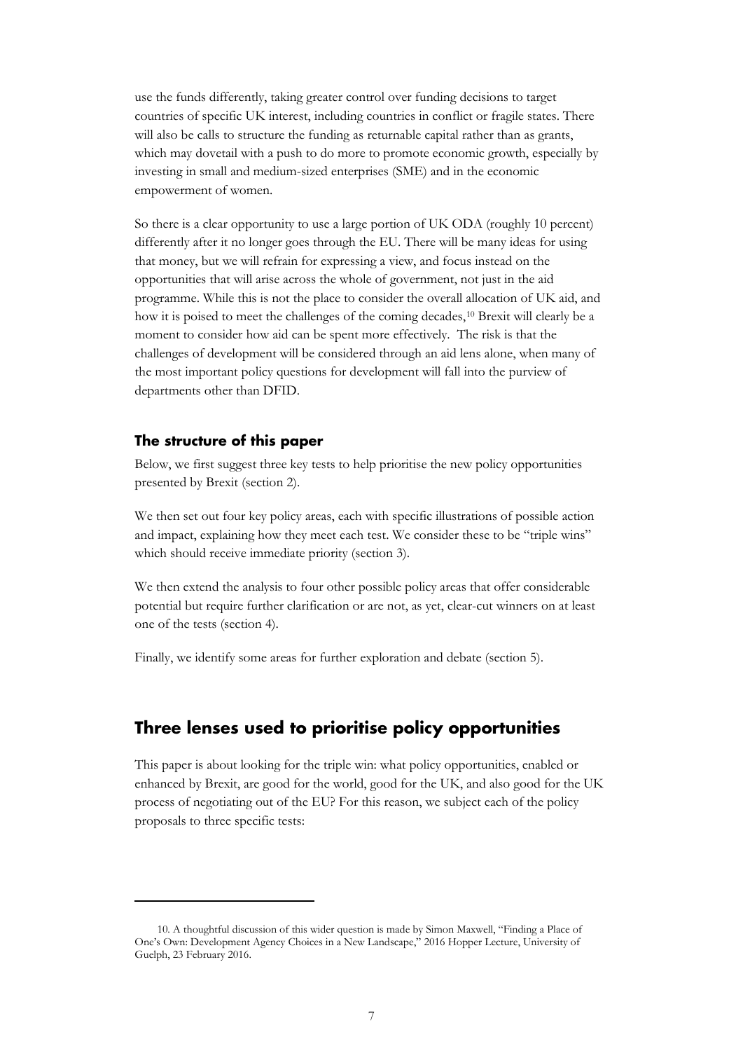use the funds differently, taking greater control over funding decisions to target countries of specific UK interest, including countries in conflict or fragile states. There will also be calls to structure the funding as returnable capital rather than as grants, which may dovetail with a push to do more to promote economic growth, especially by investing in small and medium-sized enterprises (SME) and in the economic empowerment of women.

So there is a clear opportunity to use a large portion of UK ODA (roughly 10 percent) differently after it no longer goes through the EU. There will be many ideas for using that money, but we will refrain for expressing a view, and focus instead on the opportunities that will arise across the whole of government, not just in the aid programme. While this is not the place to consider the overall allocation of UK aid, and how it is poised to meet the challenges of the coming decades,[10] Brexit will clearly be a moment to consider how aid can be spent more effectively. The risk is that the challenges of development will be considered through an aid lens alone, when many of the most important policy questions for development will fall into the purview of departments other than DFID.

### The structure of this paper

Below, we first suggest three key tests to help prioritise the new policy opportunities presented by Brexit (section 2).

We then set out four key policy areas, each with specific illustrations of possible action and impact, explaining how they meet each test. We consider these to be "triple wins" which should receive immediate priority (section 3).

We then extend the analysis to four other possible policy areas that offer considerable potential but require further clarification or are not, as yet, clear-cut winners on at least one of the tests (section 4).

Finally, we identify some areas for further exploration and debate (section 5).

## Three lenses used to prioritise policy opportunities

This paper is about looking for the triple win: what policy opportunities, enabled or enhanced by Brexit, are good for the world, good for the UK, and also good for the UK process of negotiating out of the EU? For this reason, we subject each of the policy proposals to three specific tests:

10. A thoughtful discussion of this wider question is made by Simon Maxwell, "Finding a Place of One's Own: Development Agency Choices in a New Landscape," 2016 Hopper Lecture, University of Guelph, 23 February 2016.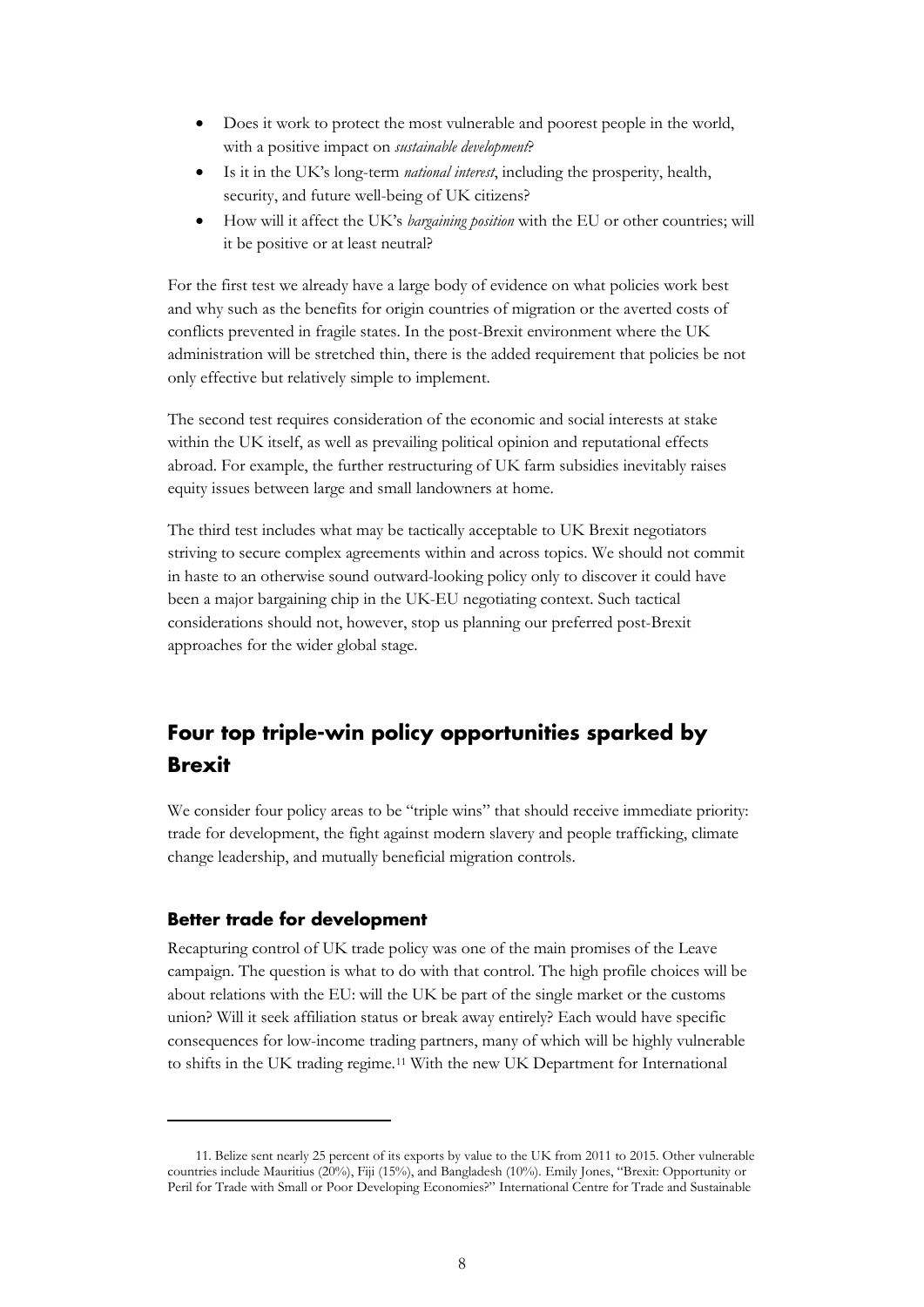- Does it work to protect the most vulnerable and poorest people in the world, with a positive impact on *sustainable development*?
- Is it in the UK's long-term *national interest*, including the prosperity, health, security, and future well-being of UK citizens?
- How will it affect the UK's *bargaining position* with the EU or other countries; will it be positive or at least neutral?

For the first test we already have a large body of evidence on what policies work best and why such as the benefits for origin countries of migration or the averted costs of conflicts prevented in fragile states. In the post-Brexit environment where the UK administration will be stretched thin, there is the added requirement that policies be not only effective but relatively simple to implement.

The second test requires consideration of the economic and social interests at stake within the UK itself, as well as prevailing political opinion and reputational effects abroad. For example, the further restructuring of UK farm subsidies inevitably raises equity issues between large and small landowners at home.

The third test includes what may be tactically acceptable to UK Brexit negotiators striving to secure complex agreements within and across topics. We should not commit in haste to an otherwise sound outward-looking policy only to discover it could have been a major bargaining chip in the UK-EU negotiating context. Such tactical considerations should not, however, stop us planning our preferred post-Brexit approaches for the wider global stage.

## Four top triple-win policy opportunities sparked by Brexit

We consider four policy areas to be "triple wins" that should receive immediate priority: trade for development, the fight against modern slavery and people trafficking, climate change leadership, and mutually beneficial migration controls.

### Better trade for development

Recapturing control of UK trade policy was one of the main promises of the Leave campaign. The question is what to do with that control. The high profile choices will be about relations with the EU: will the UK be part of the single market or the customs union? Will it seek affiliation status or break away entirely? Each would have specific consequences for low-income trading partners, many of which will be highly vulnerable to shifts in the UK trading regime.[11] With the new UK Department for International

11. Belize sent nearly 25 percent of its exports by value to the UK from 2011 to 2015. Other vulnerable countries include Mauritius (20%), Fiji (15%), and Bangladesh (10%). Emily Jones, "Brexit: Opportunity or Peril for Trade with Small or Poor Developing Economies?" International Centre for Trade and Sustainable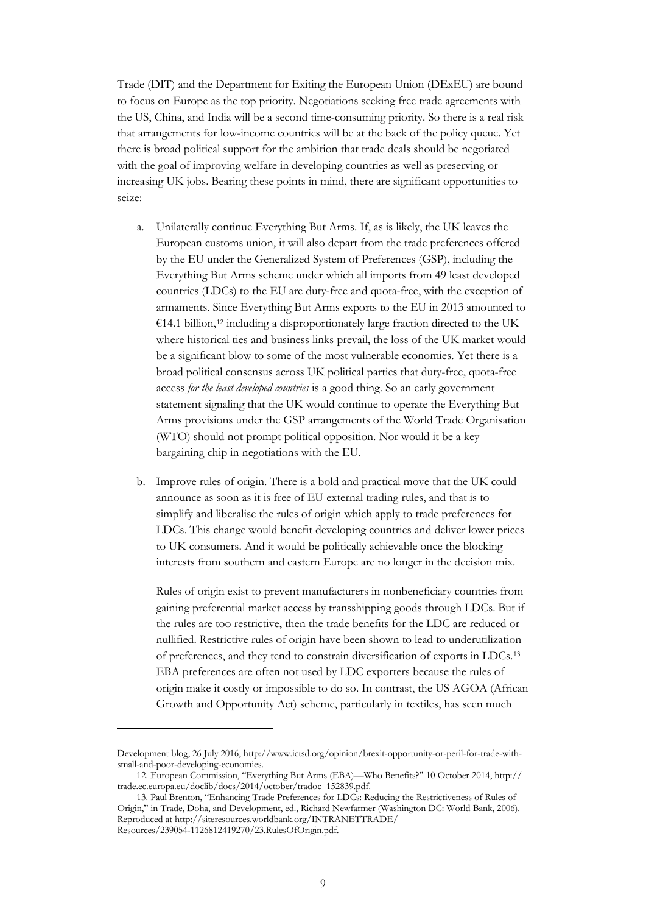Trade (DIT) and the Department for Exiting the European Union (DExEU) are bound to focus on Europe as the top priority. Negotiations seeking free trade agreements with the US, China, and India will be a second time-consuming priority. So there is a real risk that arrangements for low-income countries will be at the back of the policy queue. Yet there is broad political support for the ambition that trade deals should be negotiated with the goal of improving welfare in developing countries as well as preserving or increasing UK jobs. Bearing these points in mind, there are significant opportunities to seize:

a. Unilaterally continue Everything But Arms. If, as is likely, the UK leaves the European customs union, it will also depart from the trade preferences offered by the EU under the Generalized System of Preferences (GSP), including the Everything But Arms scheme under which all imports from 49 least developed countries (LDCs) to the EU are duty-free and quota-free, with the exception of armaments. Since Everything But Arms exports to the EU in 2013 amounted to €14.1 billion,[12] including a disproportionately large fraction directed to the UK where historical ties and business links prevail, the loss of the UK market would be a significant blow to some of the most vulnerable economies. Yet there is a broad political consensus across UK political parties that duty-free, quota-free access *for the least developed countries* is a good thing. So an early government statement signaling that the UK would continue to operate the Everything But Arms provisions under the GSP arrangements of the World Trade Organisation (WTO) should not prompt political opposition. Nor would it be a key bargaining chip in negotiations with the EU.

b. Improve rules of origin. There is a bold and practical move that the UK could announce as soon as it is free of EU external trading rules, and that is to simplify and liberalise the rules of origin which apply to trade preferences for LDCs. This change would benefit developing countries and deliver lower prices to UK consumers. And it would be politically achievable once the blocking interests from southern and eastern Europe are no longer in the decision mix.

   Rules of origin exist to prevent manufacturers in nonbeneficiary countries from gaining preferential market access by transshipping goods through LDCs. But if the rules are too restrictive, then the trade benefits for the LDC are reduced or nullified. Restrictive rules of origin have been shown to lead to underutilization of preferences, and they tend to constrain diversification of exports in LDCs.[13] EBA preferences are often not used by LDC exporters because the rules of origin make it costly or impossible to do so. In contrast, the US AGOA (African Growth and Opportunity Act) scheme, particularly in textiles, has seen much

---

Development blog, 26 July 2016, http://www.ictsd.org/opinion/brexit-opportunity-or-peril-for-trade-with-small-and-poor-developing-economies.

12. European Commission, "Everything But Arms (EBA)—Who Benefits?" 10 October 2014, http://trade.ec.europa.eu/doclib/docs/2014/october/tradoc_152839.pdf.

13. Paul Brenton, "Enhancing Trade Preferences for LDCs: Reducing the Restrictiveness of Rules of Origin," in Trade, Doha, and Development, ed., Richard Newfarmer (Washington DC: World Bank, 2006). Reproduced at http://siteresources.worldbank.org/INTRANETTRADE/Resources/239054-1126812419270/23.RulesOfOrigin.pdf.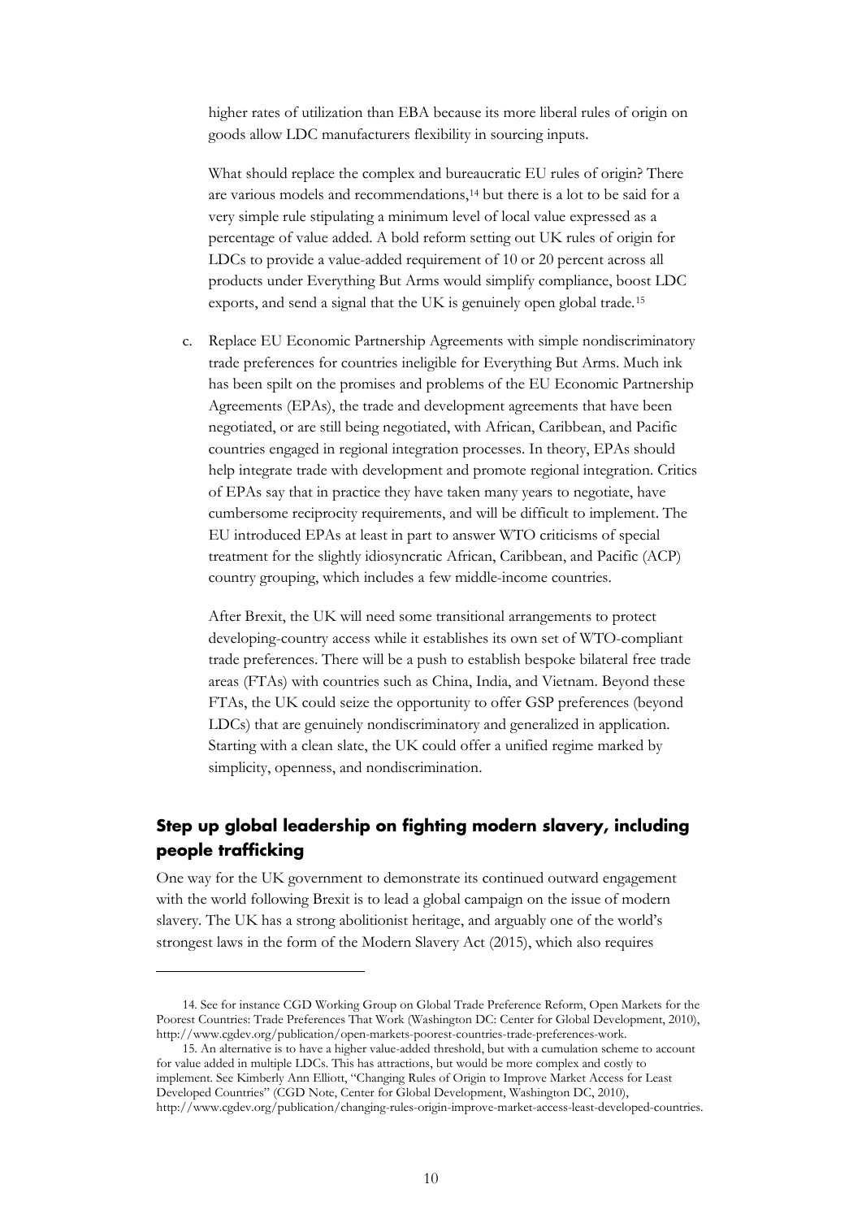higher rates of utilization than EBA because its more liberal rules of origin on goods allow LDC manufacturers flexibility in sourcing inputs.

What should replace the complex and bureaucratic EU rules of origin? There are various models and recommendations,[14] but there is a lot to be said for a very simple rule stipulating a minimum level of local value expressed as a percentage of value added. A bold reform setting out UK rules of origin for LDCs to provide a value-added requirement of 10 or 20 percent across all products under Everything But Arms would simplify compliance, boost LDC exports, and send a signal that the UK is genuinely open global trade.[15]

c. Replace EU Economic Partnership Agreements with simple nondiscriminatory trade preferences for countries ineligible for Everything But Arms. Much ink has been spilt on the promises and problems of the EU Economic Partnership Agreements (EPAs), the trade and development agreements that have been negotiated, or are still being negotiated, with African, Caribbean, and Pacific countries engaged in regional integration processes. In theory, EPAs should help integrate trade with development and promote regional integration. Critics of EPAs say that in practice they have taken many years to negotiate, have cumbersome reciprocity requirements, and will be difficult to implement. The EU introduced EPAs at least in part to answer WTO criticisms of special treatment for the slightly idiosyncratic African, Caribbean, and Pacific (ACP) country grouping, which includes a few middle-income countries.

After Brexit, the UK will need some transitional arrangements to protect developing-country access while it establishes its own set of WTO-compliant trade preferences. There will be a push to establish bespoke bilateral free trade areas (FTAs) with countries such as China, India, and Vietnam. Beyond these FTAs, the UK could seize the opportunity to offer GSP preferences (beyond LDCs) that are genuinely nondiscriminatory and generalized in application. Starting with a clean slate, the UK could offer a unified regime marked by simplicity, openness, and nondiscrimination.

## Step up global leadership on fighting modern slavery, including people trafficking

One way for the UK government to demonstrate its continued outward engagement with the world following Brexit is to lead a global campaign on the issue of modern slavery. The UK has a strong abolitionist heritage, and arguably one of the world's strongest laws in the form of the Modern Slavery Act (2015), which also requires

14. See for instance CGD Working Group on Global Trade Preference Reform, Open Markets for the Poorest Countries: Trade Preferences That Work (Washington DC: Center for Global Development, 2010), http://www.cgdev.org/publication/open-markets-poorest-countries-trade-preferences-work.

15. An alternative is to have a higher value-added threshold, but with a cumulation scheme to account for value added in multiple LDCs. This has attractions, but would be more complex and costly to implement. See Kimberly Ann Elliott, "Changing Rules of Origin to Improve Market Access for Least Developed Countries" (CGD Note, Center for Global Development, Washington DC, 2010), http://www.cgdev.org/publication/changing-rules-origin-improve-market-access-least-developed-countries.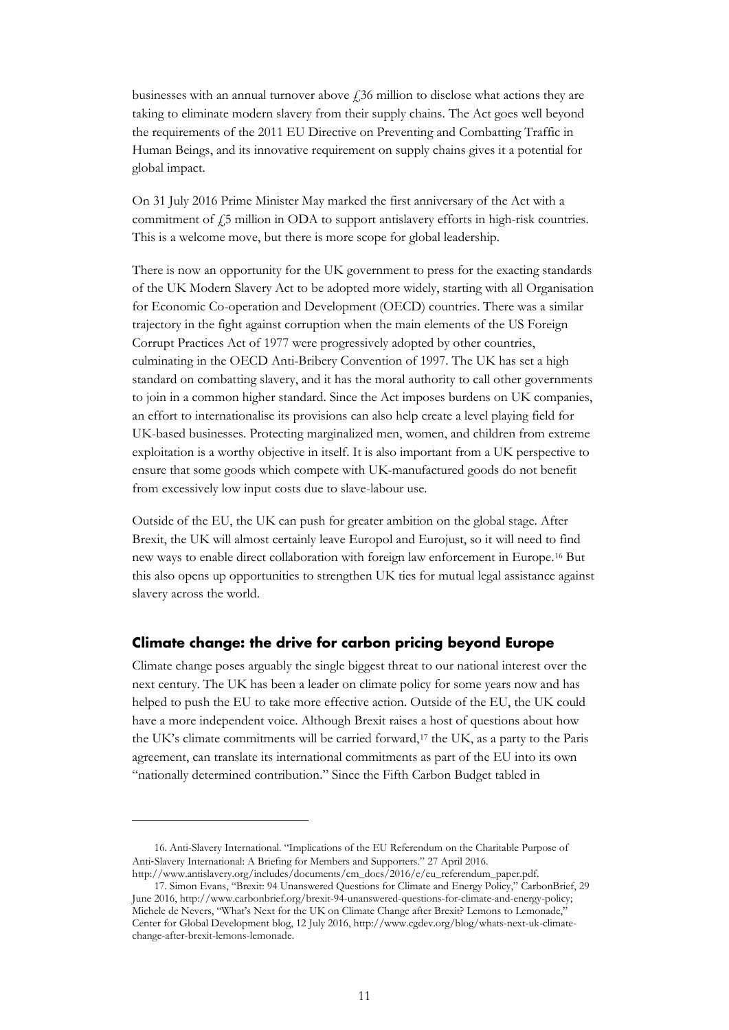businesses with an annual turnover above £36 million to disclose what actions they are taking to eliminate modern slavery from their supply chains. The Act goes well beyond the requirements of the 2011 EU Directive on Preventing and Combatting Traffic in Human Beings, and its innovative requirement on supply chains gives it a potential for global impact.

On 31 July 2016 Prime Minister May marked the first anniversary of the Act with a commitment of £5 million in ODA to support antislavery efforts in high-risk countries. This is a welcome move, but there is more scope for global leadership.

There is now an opportunity for the UK government to press for the exacting standards of the UK Modern Slavery Act to be adopted more widely, starting with all Organisation for Economic Co-operation and Development (OECD) countries. There was a similar trajectory in the fight against corruption when the main elements of the US Foreign Corrupt Practices Act of 1977 were progressively adopted by other countries, culminating in the OECD Anti-Bribery Convention of 1997. The UK has set a high standard on combatting slavery, and it has the moral authority to call other governments to join in a common higher standard. Since the Act imposes burdens on UK companies, an effort to internationalise its provisions can also help create a level playing field for UK-based businesses. Protecting marginalized men, women, and children from extreme exploitation is a worthy objective in itself. It is also important from a UK perspective to ensure that some goods which compete with UK-manufactured goods do not benefit from excessively low input costs due to slave-labour use.

Outside of the EU, the UK can push for greater ambition on the global stage. After Brexit, the UK will almost certainly leave Europol and Eurojust, so it will need to find new ways to enable direct collaboration with foreign law enforcement in Europe.[16] But this also opens up opportunities to strengthen UK ties for mutual legal assistance against slavery across the world.

## Climate change: the drive for carbon pricing beyond Europe

Climate change poses arguably the single biggest threat to our national interest over the next century. The UK has been a leader on climate policy for some years now and has helped to push the EU to take more effective action. Outside of the EU, the UK could have a more independent voice. Although Brexit raises a host of questions about how the UK's climate commitments will be carried forward,[17] the UK, as a party to the Paris agreement, can translate its international commitments as part of the EU into its own "nationally determined contribution." Since the Fifth Carbon Budget tabled in

---

16. Anti-Slavery International. "Implications of the EU Referendum on the Charitable Purpose of Anti-Slavery International: A Briefing for Members and Supporters." 27 April 2016. http://www.antislavery.org/includes/documents/cm_docs/2016/e/eu_referendum_paper.pdf.

17. Simon Evans, "Brexit: 94 Unanswered Questions for Climate and Energy Policy," CarbonBrief, 29 June 2016, http://www.carbonbrief.org/brexit-94-unanswered-questions-for-climate-and-energy-policy; Michele de Nevers, "What's Next for the UK on Climate Change after Brexit? Lemons to Lemonade," Center for Global Development blog, 12 July 2016, http://www.cgdev.org/blog/whats-next-uk-climate-change-after-brexit-lemons-lemonade.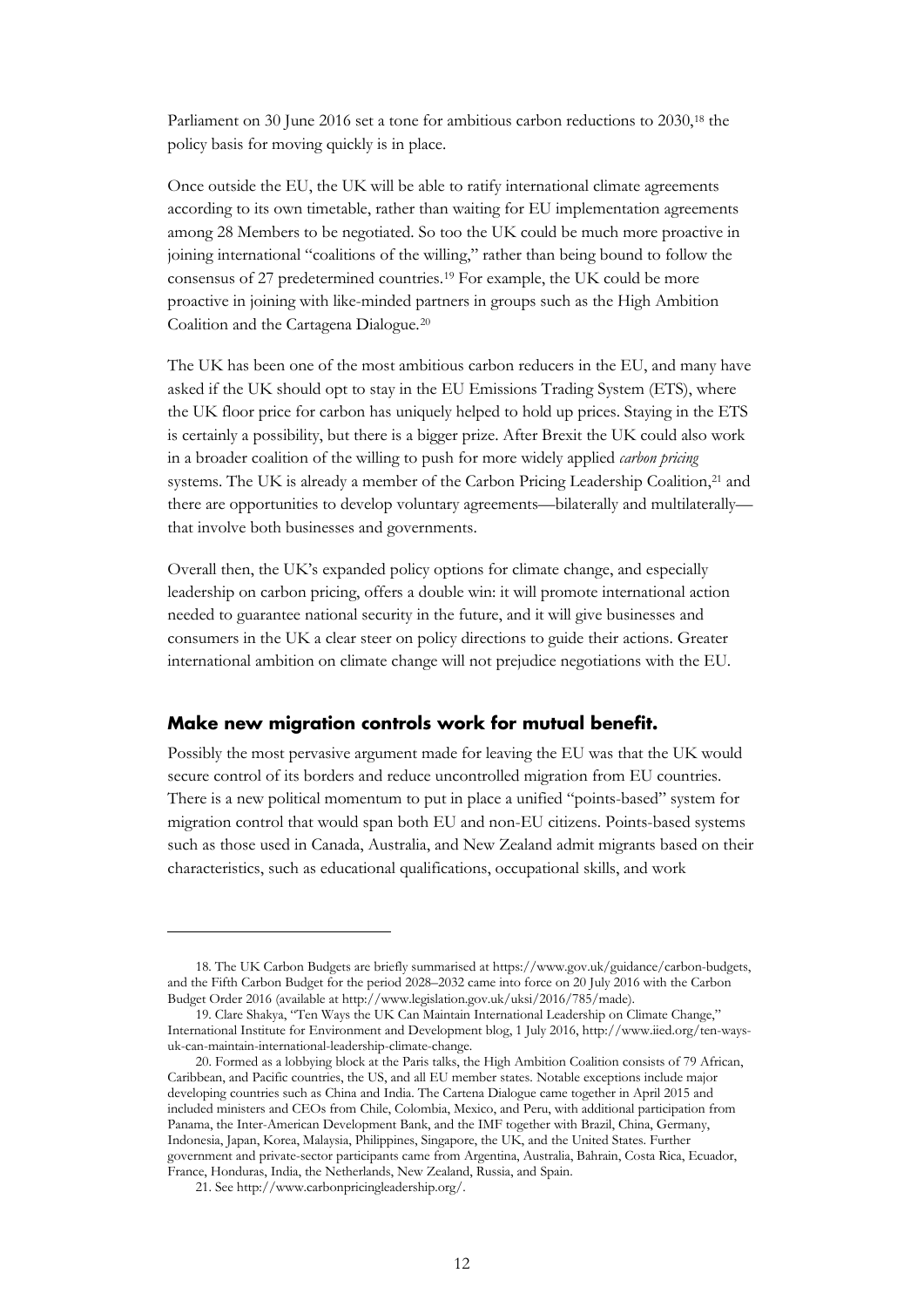Parliament on 30 June 2016 set a tone for ambitious carbon reductions to 2030,[18] the policy basis for moving quickly is in place.

Once outside the EU, the UK will be able to ratify international climate agreements according to its own timetable, rather than waiting for EU implementation agreements among 28 Members to be negotiated. So too the UK could be much more proactive in joining international "coalitions of the willing," rather than being bound to follow the consensus of 27 predetermined countries.[19] For example, the UK could be more proactive in joining with like-minded partners in groups such as the High Ambition Coalition and the Cartagena Dialogue.[20]

The UK has been one of the most ambitious carbon reducers in the EU, and many have asked if the UK should opt to stay in the EU Emissions Trading System (ETS), where the UK floor price for carbon has uniquely helped to hold up prices. Staying in the ETS is certainly a possibility, but there is a bigger prize. After Brexit the UK could also work in a broader coalition of the willing to push for more widely applied *carbon pricing* systems. The UK is already a member of the Carbon Pricing Leadership Coalition,[21] and there are opportunities to develop voluntary agreements—bilaterally and multilaterally—that involve both businesses and governments.

Overall then, the UK's expanded policy options for climate change, and especially leadership on carbon pricing, offers a double win: it will promote international action needed to guarantee national security in the future, and it will give businesses and consumers in the UK a clear steer on policy directions to guide their actions. Greater international ambition on climate change will not prejudice negotiations with the EU.

### Make new migration controls work for mutual benefit.

Possibly the most pervasive argument made for leaving the EU was that the UK would secure control of its borders and reduce uncontrolled migration from EU countries. There is a new political momentum to put in place a unified "points-based" system for migration control that would span both EU and non-EU citizens. Points-based systems such as those used in Canada, Australia, and New Zealand admit migrants based on their characteristics, such as educational qualifications, occupational skills, and work

---

18. The UK Carbon Budgets are briefly summarised at https://www.gov.uk/guidance/carbon-budgets, and the Fifth Carbon Budget for the period 2028–2032 came into force on 20 July 2016 with the Carbon Budget Order 2016 (available at http://www.legislation.gov.uk/uksi/2016/785/made).

19. Clare Shakya, "Ten Ways the UK Can Maintain International Leadership on Climate Change," International Institute for Environment and Development blog, 1 July 2016, http://www.iied.org/ten-ways-uk-can-maintain-international-leadership-climate-change.

20. Formed as a lobbying block at the Paris talks, the High Ambition Coalition consists of 79 African, Caribbean, and Pacific countries, the US, and all EU member states. Notable exceptions include major developing countries such as China and India. The Cartena Dialogue came together in April 2015 and included ministers and CEOs from Chile, Colombia, Mexico, and Peru, with additional participation from Panama, the Inter-American Development Bank, and the IMF together with Brazil, China, Germany, Indonesia, Japan, Korea, Malaysia, Philippines, Singapore, the UK, and the United States. Further government and private-sector participants came from Argentina, Australia, Bahrain, Costa Rica, Ecuador, France, Honduras, India, the Netherlands, New Zealand, Russia, and Spain.

21. See http://www.carbonpricingleadership.org/.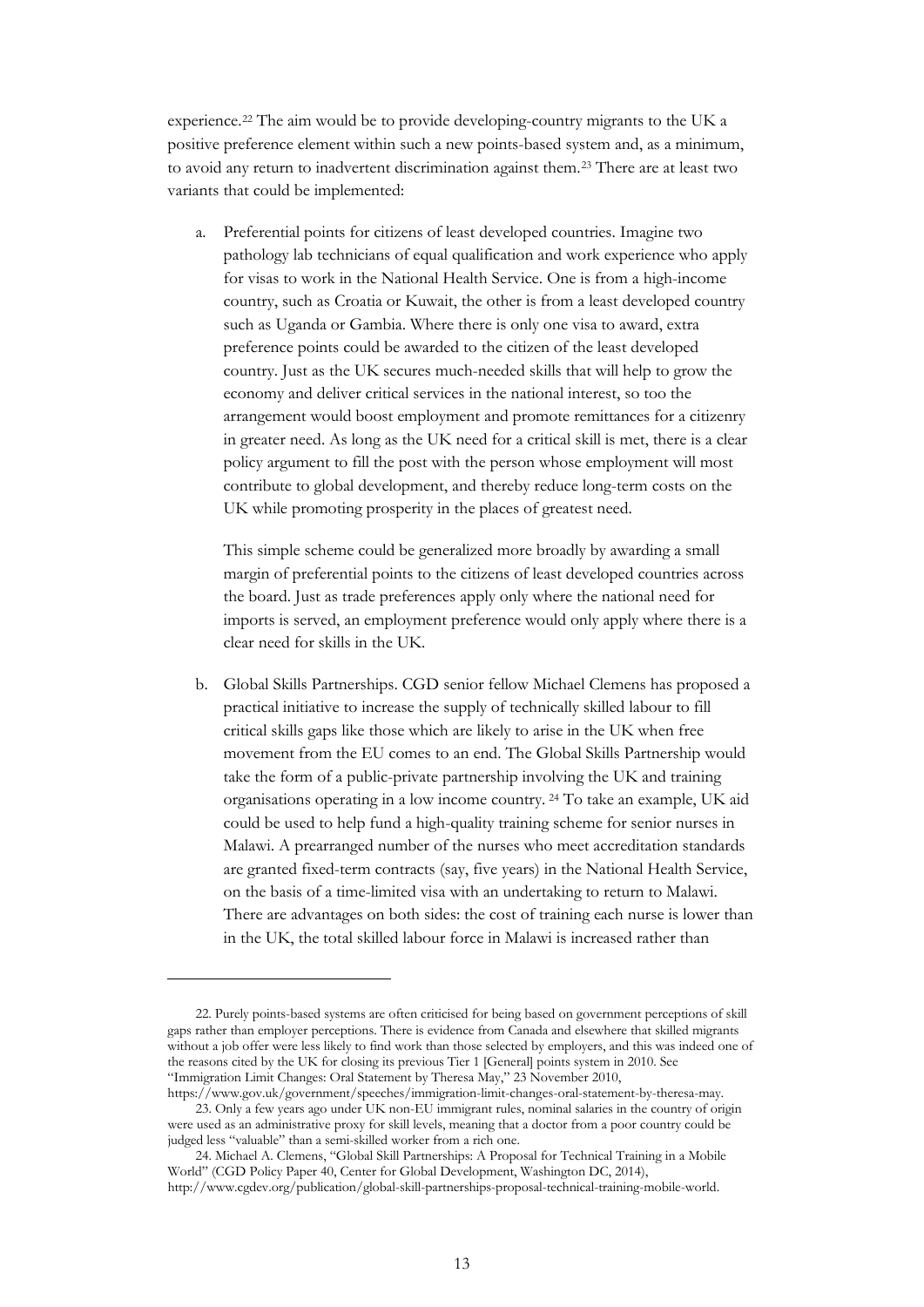experience.[22] The aim would be to provide developing-country migrants to the UK a positive preference element within such a new points-based system and, as a minimum, to avoid any return to inadvertent discrimination against them.[23] There are at least two variants that could be implemented:

a. Preferential points for citizens of least developed countries. Imagine two pathology lab technicians of equal qualification and work experience who apply for visas to work in the National Health Service. One is from a high-income country, such as Croatia or Kuwait, the other is from a least developed country such as Uganda or Gambia. Where there is only one visa to award, extra preference points could be awarded to the citizen of the least developed country. Just as the UK secures much-needed skills that will help to grow the economy and deliver critical services in the national interest, so too the arrangement would boost employment and promote remittances for a citizenry in greater need. As long as the UK need for a critical skill is met, there is a clear policy argument to fill the post with the person whose employment will most contribute to global development, and thereby reduce long-term costs on the UK while promoting prosperity in the places of greatest need.

   This simple scheme could be generalized more broadly by awarding a small margin of preferential points to the citizens of least developed countries across the board. Just as trade preferences apply only where the national need for imports is served, an employment preference would only apply where there is a clear need for skills in the UK.

b. Global Skills Partnerships. CGD senior fellow Michael Clemens has proposed a practical initiative to increase the supply of technically skilled labour to fill critical skills gaps like those which are likely to arise in the UK when free movement from the EU comes to an end. The Global Skills Partnership would take the form of a public-private partnership involving the UK and training organisations operating in a low income country.[24] To take an example, UK aid could be used to help fund a high-quality training scheme for senior nurses in Malawi. A prearranged number of the nurses who meet accreditation standards are granted fixed-term contracts (say, five years) in the National Health Service, on the basis of a time-limited visa with an undertaking to return to Malawi. There are advantages on both sides: the cost of training each nurse is lower than in the UK, the total skilled labour force in Malawi is increased rather than

---

22. Purely points-based systems are often criticised for being based on government perceptions of skill gaps rather than employer perceptions. There is evidence from Canada and elsewhere that skilled migrants without a job offer were less likely to find work than those selected by employers, and this was indeed one of the reasons cited by the UK for closing its previous Tier 1 [General] points system in 2010. See "Immigration Limit Changes: Oral Statement by Theresa May," 23 November 2010, https://www.gov.uk/government/speeches/immigration-limit-changes-oral-statement-by-theresa-may.

23. Only a few years ago under UK non-EU immigrant rules, nominal salaries in the country of origin were used as an administrative proxy for skill levels, meaning that a doctor from a poor country could be judged less "valuable" than a semi-skilled worker from a rich one.

24. Michael A. Clemens, "Global Skill Partnerships: A Proposal for Technical Training in a Mobile World" (CGD Policy Paper 40, Center for Global Development, Washington DC, 2014), http://www.cgdev.org/publication/global-skill-partnerships-proposal-technical-training-mobile-world.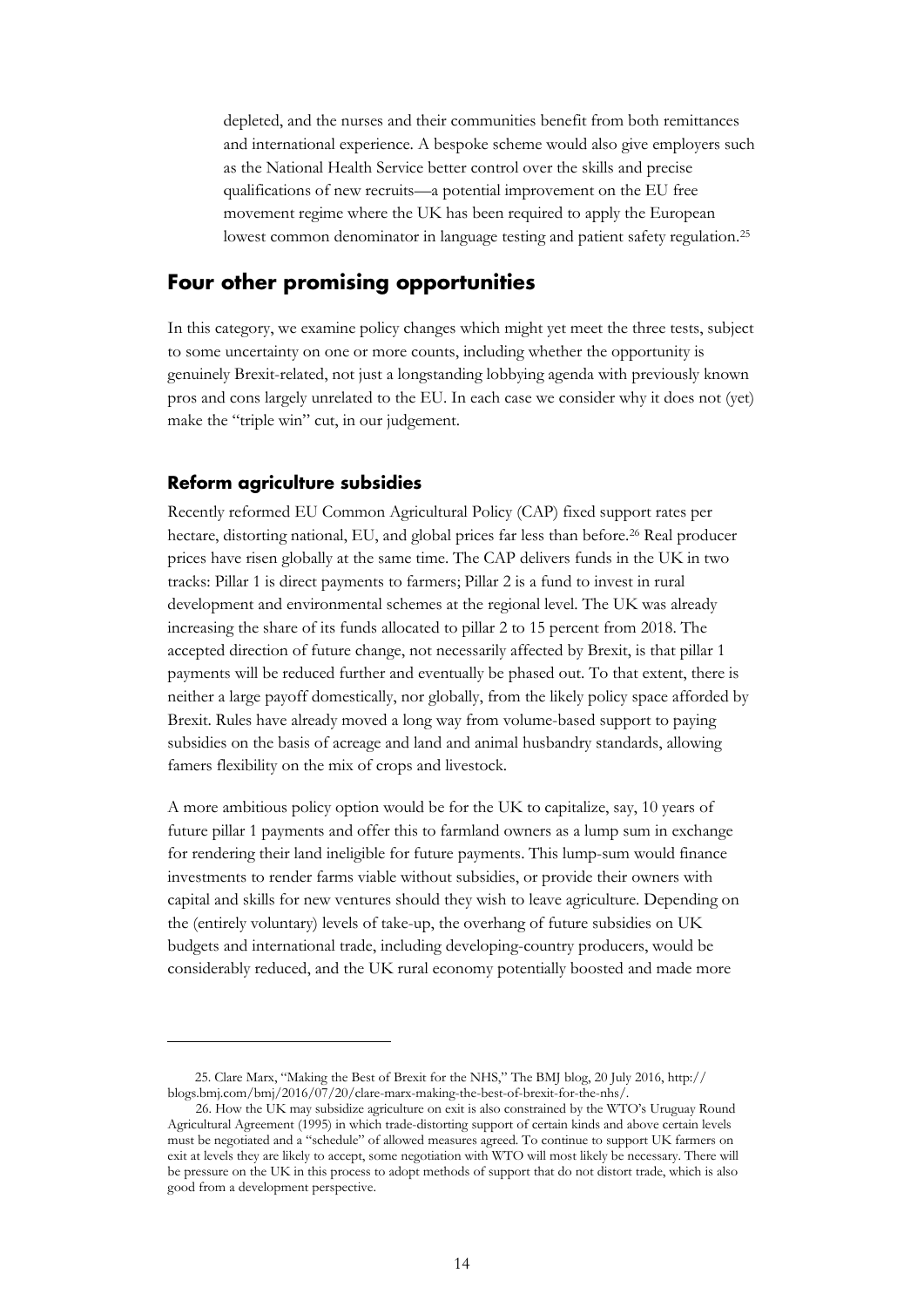depleted, and the nurses and their communities benefit from both remittances and international experience. A bespoke scheme would also give employers such as the National Health Service better control over the skills and precise qualifications of new recruits—a potential improvement on the EU free movement regime where the UK has been required to apply the European lowest common denominator in language testing and patient safety regulation.[25]

## Four other promising opportunities

In this category, we examine policy changes which might yet meet the three tests, subject to some uncertainty on one or more counts, including whether the opportunity is genuinely Brexit-related, not just a longstanding lobbying agenda with previously known pros and cons largely unrelated to the EU. In each case we consider why it does not (yet) make the "triple win" cut, in our judgement.

### Reform agriculture subsidies

Recently reformed EU Common Agricultural Policy (CAP) fixed support rates per hectare, distorting national, EU, and global prices far less than before.[26] Real producer prices have risen globally at the same time. The CAP delivers funds in the UK in two tracks: Pillar 1 is direct payments to farmers; Pillar 2 is a fund to invest in rural development and environmental schemes at the regional level. The UK was already increasing the share of its funds allocated to pillar 2 to 15 percent from 2018. The accepted direction of future change, not necessarily affected by Brexit, is that pillar 1 payments will be reduced further and eventually be phased out. To that extent, there is neither a large payoff domestically, nor globally, from the likely policy space afforded by Brexit. Rules have already moved a long way from volume-based support to paying subsidies on the basis of acreage and land and animal husbandry standards, allowing famers flexibility on the mix of crops and livestock.

A more ambitious policy option would be for the UK to capitalize, say, 10 years of future pillar 1 payments and offer this to farmland owners as a lump sum in exchange for rendering their land ineligible for future payments. This lump-sum would finance investments to render farms viable without subsidies, or provide their owners with capital and skills for new ventures should they wish to leave agriculture. Depending on the (entirely voluntary) levels of take-up, the overhang of future subsidies on UK budgets and international trade, including developing-country producers, would be considerably reduced, and the UK rural economy potentially boosted and made more

---

25. Clare Marx, "Making the Best of Brexit for the NHS," The BMJ blog, 20 July 2016, http://blogs.bmj.com/bmj/2016/07/20/clare-marx-making-the-best-of-brexit-for-the-nhs/.

26. How the UK may subsidize agriculture on exit is also constrained by the WTO's Uruguay Round Agricultural Agreement (1995) in which trade-distorting support of certain kinds and above certain levels must be negotiated and a "schedule" of allowed measures agreed. To continue to support UK farmers on exit at levels they are likely to accept, some negotiation with WTO will most likely be necessary. There will be pressure on the UK in this process to adopt methods of support that do not distort trade, which is also good from a development perspective.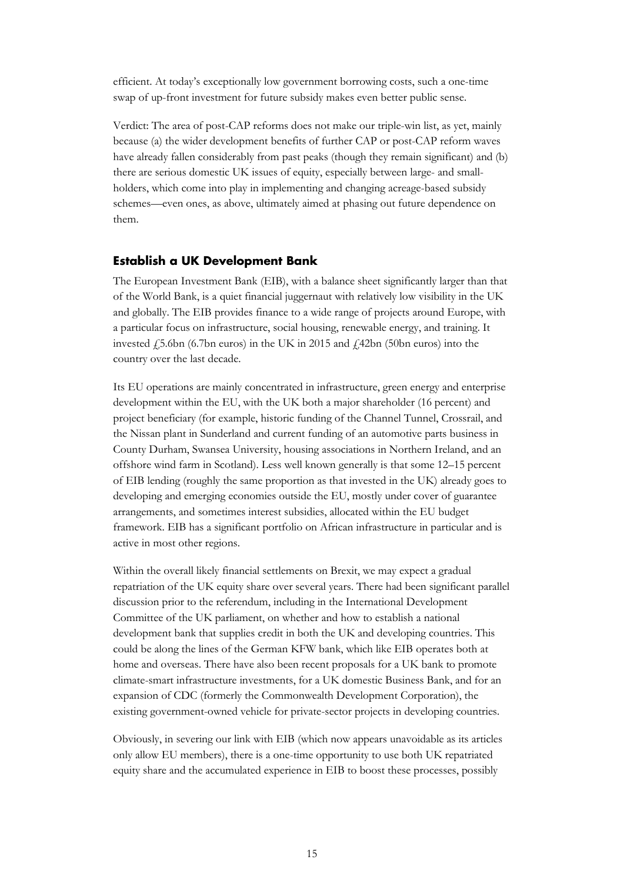efficient. At today's exceptionally low government borrowing costs, such a one-time swap of up-front investment for future subsidy makes even better public sense.

Verdict: The area of post-CAP reforms does not make our triple-win list, as yet, mainly because (a) the wider development benefits of further CAP or post-CAP reform waves have already fallen considerably from past peaks (though they remain significant) and (b) there are serious domestic UK issues of equity, especially between large- and small-holders, which come into play in implementing and changing acreage-based subsidy schemes—even ones, as above, ultimately aimed at phasing out future dependence on them.

## Establish a UK Development Bank

The European Investment Bank (EIB), with a balance sheet significantly larger than that of the World Bank, is a quiet financial juggernaut with relatively low visibility in the UK and globally. The EIB provides finance to a wide range of projects around Europe, with a particular focus on infrastructure, social housing, renewable energy, and training. It invested £5.6bn (6.7bn euros) in the UK in 2015 and £42bn (50bn euros) into the country over the last decade.

Its EU operations are mainly concentrated in infrastructure, green energy and enterprise development within the EU, with the UK both a major shareholder (16 percent) and project beneficiary (for example, historic funding of the Channel Tunnel, Crossrail, and the Nissan plant in Sunderland and current funding of an automotive parts business in County Durham, Swansea University, housing associations in Northern Ireland, and an offshore wind farm in Scotland). Less well known generally is that some 12–15 percent of EIB lending (roughly the same proportion as that invested in the UK) already goes to developing and emerging economies outside the EU, mostly under cover of guarantee arrangements, and sometimes interest subsidies, allocated within the EU budget framework. EIB has a significant portfolio on African infrastructure in particular and is active in most other regions.

Within the overall likely financial settlements on Brexit, we may expect a gradual repatriation of the UK equity share over several years. There had been significant parallel discussion prior to the referendum, including in the International Development Committee of the UK parliament, on whether and how to establish a national development bank that supplies credit in both the UK and developing countries. This could be along the lines of the German KFW bank, which like EIB operates both at home and overseas. There have also been recent proposals for a UK bank to promote climate-smart infrastructure investments, for a UK domestic Business Bank, and for an expansion of CDC (formerly the Commonwealth Development Corporation), the existing government-owned vehicle for private-sector projects in developing countries.

Obviously, in severing our link with EIB (which now appears unavoidable as its articles only allow EU members), there is a one-time opportunity to use both UK repatriated equity share and the accumulated experience in EIB to boost these processes, possibly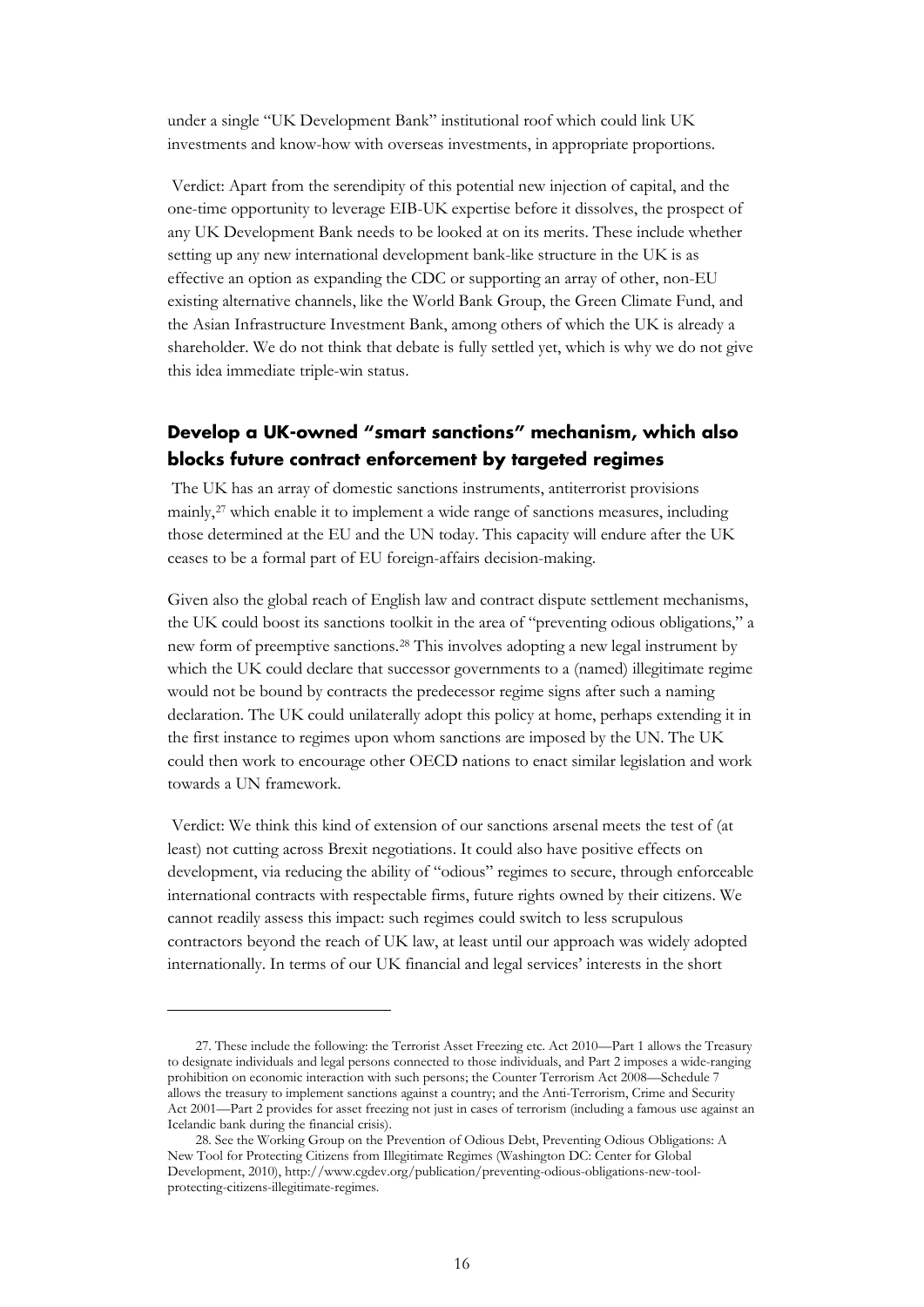under a single "UK Development Bank" institutional roof which could link UK investments and know-how with overseas investments, in appropriate proportions.

Verdict: Apart from the serendipity of this potential new injection of capital, and the one-time opportunity to leverage EIB-UK expertise before it dissolves, the prospect of any UK Development Bank needs to be looked at on its merits. These include whether setting up any new international development bank-like structure in the UK is as effective an option as expanding the CDC or supporting an array of other, non-EU existing alternative channels, like the World Bank Group, the Green Climate Fund, and the Asian Infrastructure Investment Bank, among others of which the UK is already a shareholder. We do not think that debate is fully settled yet, which is why we do not give this idea immediate triple-win status.

## Develop a UK-owned "smart sanctions" mechanism, which also blocks future contract enforcement by targeted regimes

The UK has an array of domestic sanctions instruments, antiterrorist provisions mainly,[27] which enable it to implement a wide range of sanctions measures, including those determined at the EU and the UN today. This capacity will endure after the UK ceases to be a formal part of EU foreign-affairs decision-making.

Given also the global reach of English law and contract dispute settlement mechanisms, the UK could boost its sanctions toolkit in the area of "preventing odious obligations," a new form of preemptive sanctions.[28] This involves adopting a new legal instrument by which the UK could declare that successor governments to a (named) illegitimate regime would not be bound by contracts the predecessor regime signs after such a naming declaration. The UK could unilaterally adopt this policy at home, perhaps extending it in the first instance to regimes upon whom sanctions are imposed by the UN. The UK could then work to encourage other OECD nations to enact similar legislation and work towards a UN framework.

Verdict: We think this kind of extension of our sanctions arsenal meets the test of (at least) not cutting across Brexit negotiations. It could also have positive effects on development, via reducing the ability of "odious" regimes to secure, through enforceable international contracts with respectable firms, future rights owned by their citizens. We cannot readily assess this impact: such regimes could switch to less scrupulous contractors beyond the reach of UK law, at least until our approach was widely adopted internationally. In terms of our UK financial and legal services' interests in the short

---

27. These include the following: the Terrorist Asset Freezing etc. Act 2010—Part 1 allows the Treasury to designate individuals and legal persons connected to those individuals, and Part 2 imposes a wide-ranging prohibition on economic interaction with such persons; the Counter Terrorism Act 2008—Schedule 7 allows the treasury to implement sanctions against a country; and the Anti-Terrorism, Crime and Security Act 2001—Part 2 provides for asset freezing not just in cases of terrorism (including a famous use against an Icelandic bank during the financial crisis).

28. See the Working Group on the Prevention of Odious Debt, Preventing Odious Obligations: A New Tool for Protecting Citizens from Illegitimate Regimes (Washington DC: Center for Global Development, 2010), http://www.cgdev.org/publication/preventing-odious-obligations-new-tool-protecting-citizens-illegitimate-regimes.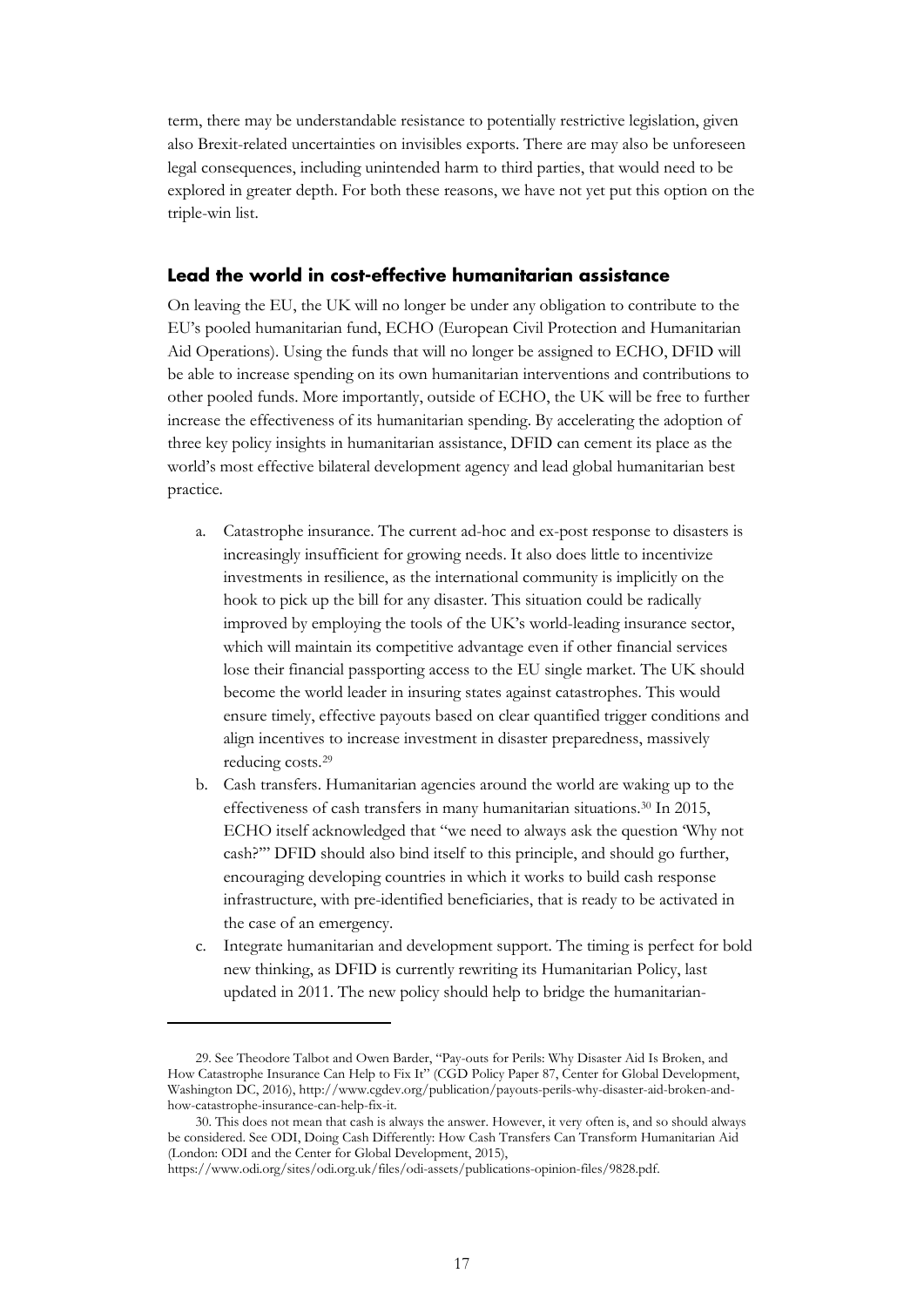term, there may be understandable resistance to potentially restrictive legislation, given also Brexit-related uncertainties on invisibles exports. There are may also be unforeseen legal consequences, including unintended harm to third parties, that would need to be explored in greater depth. For both these reasons, we have not yet put this option on the triple-win list.

### Lead the world in cost-effective humanitarian assistance

On leaving the EU, the UK will no longer be under any obligation to contribute to the EU's pooled humanitarian fund, ECHO (European Civil Protection and Humanitarian Aid Operations). Using the funds that will no longer be assigned to ECHO, DFID will be able to increase spending on its own humanitarian interventions and contributions to other pooled funds. More importantly, outside of ECHO, the UK will be free to further increase the effectiveness of its humanitarian spending. By accelerating the adoption of three key policy insights in humanitarian assistance, DFID can cement its place as the world's most effective bilateral development agency and lead global humanitarian best practice.

a. Catastrophe insurance. The current ad-hoc and ex-post response to disasters is increasingly insufficient for growing needs. It also does little to incentivize investments in resilience, as the international community is implicitly on the hook to pick up the bill for any disaster. This situation could be radically improved by employing the tools of the UK's world-leading insurance sector, which will maintain its competitive advantage even if other financial services lose their financial passporting access to the EU single market. The UK should become the world leader in insuring states against catastrophes. This would ensure timely, effective payouts based on clear quantified trigger conditions and align incentives to increase investment in disaster preparedness, massively reducing costs.[29]

b. Cash transfers. Humanitarian agencies around the world are waking up to the effectiveness of cash transfers in many humanitarian situations.[30] In 2015, ECHO itself acknowledged that "we need to always ask the question 'Why not cash?'" DFID should also bind itself to this principle, and should go further, encouraging developing countries in which it works to build cash response infrastructure, with pre-identified beneficiaries, that is ready to be activated in the case of an emergency.

c. Integrate humanitarian and development support. The timing is perfect for bold new thinking, as DFID is currently rewriting its Humanitarian Policy, last updated in 2011. The new policy should help to bridge the humanitarian-

---

29. See Theodore Talbot and Owen Barder, "Pay-outs for Perils: Why Disaster Aid Is Broken, and How Catastrophe Insurance Can Help to Fix It" (CGD Policy Paper 87, Center for Global Development, Washington DC, 2016), http://www.cgdev.org/publication/payouts-perils-why-disaster-aid-broken-and-how-catastrophe-insurance-can-help-fix-it.

30. This does not mean that cash is always the answer. However, it very often is, and so should always be considered. See ODI, Doing Cash Differently: How Cash Transfers Can Transform Humanitarian Aid (London: ODI and the Center for Global Development, 2015), https://www.odi.org/sites/odi.org.uk/files/odi-assets/publications-opinion-files/9828.pdf.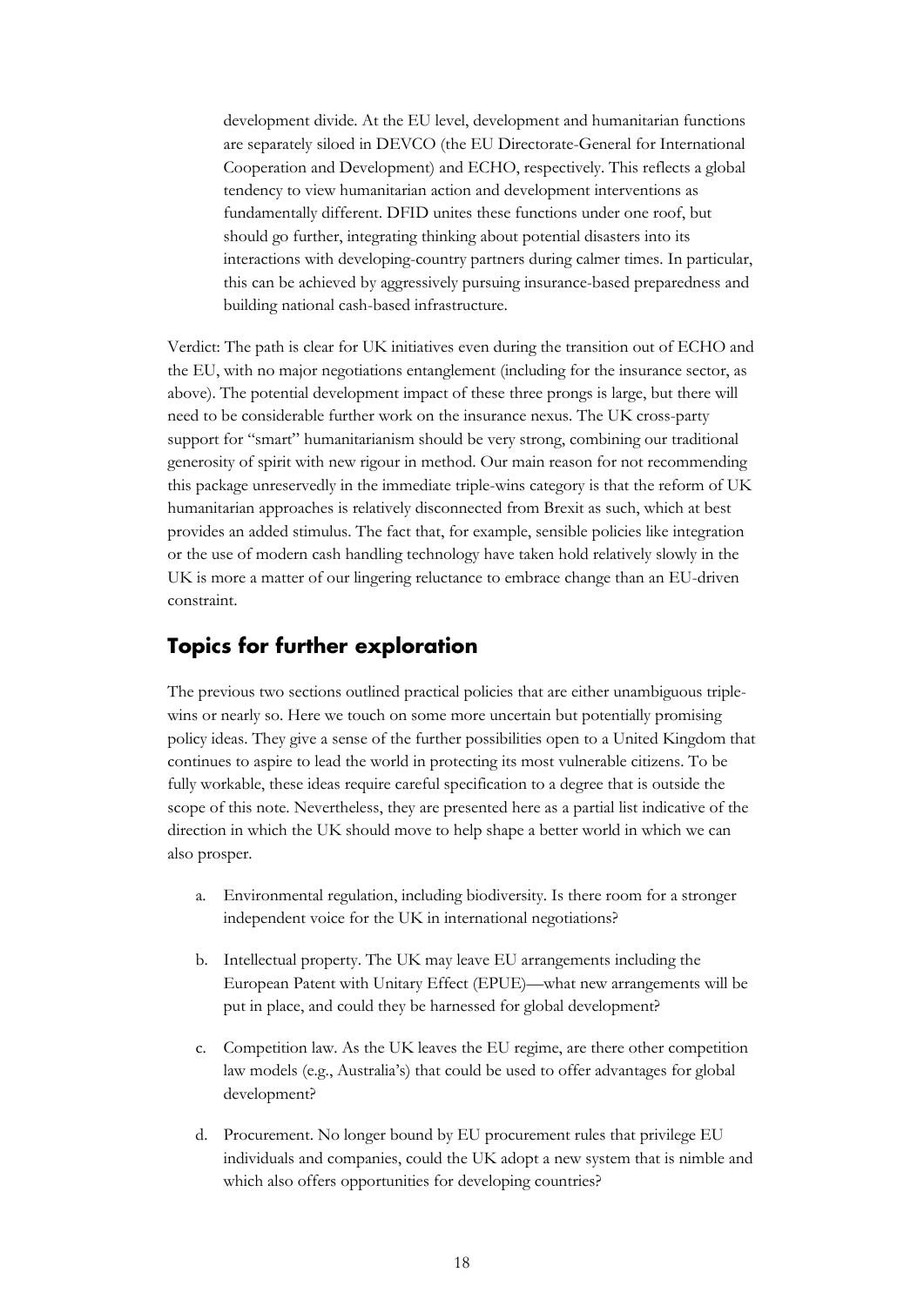development divide. At the EU level, development and humanitarian functions are separately siloed in DEVCO (the EU Directorate-General for International Cooperation and Development) and ECHO, respectively. This reflects a global tendency to view humanitarian action and development interventions as fundamentally different. DFID unites these functions under one roof, but should go further, integrating thinking about potential disasters into its interactions with developing-country partners during calmer times. In particular, this can be achieved by aggressively pursuing insurance-based preparedness and building national cash-based infrastructure.

Verdict: The path is clear for UK initiatives even during the transition out of ECHO and the EU, with no major negotiations entanglement (including for the insurance sector, as above). The potential development impact of these three prongs is large, but there will need to be considerable further work on the insurance nexus. The UK cross-party support for "smart" humanitarianism should be very strong, combining our traditional generosity of spirit with new rigour in method. Our main reason for not recommending this package unreservedly in the immediate triple-wins category is that the reform of UK humanitarian approaches is relatively disconnected from Brexit as such, which at best provides an added stimulus. The fact that, for example, sensible policies like integration or the use of modern cash handling technology have taken hold relatively slowly in the UK is more a matter of our lingering reluctance to embrace change than an EU-driven constraint.

## Topics for further exploration

The previous two sections outlined practical policies that are either unambiguous triple-wins or nearly so. Here we touch on some more uncertain but potentially promising policy ideas. They give a sense of the further possibilities open to a United Kingdom that continues to aspire to lead the world in protecting its most vulnerable citizens. To be fully workable, these ideas require careful specification to a degree that is outside the scope of this note. Nevertheless, they are presented here as a partial list indicative of the direction in which the UK should move to help shape a better world in which we can also prosper.

a. Environmental regulation, including biodiversity. Is there room for a stronger independent voice for the UK in international negotiations?

b. Intellectual property. The UK may leave EU arrangements including the European Patent with Unitary Effect (EPUE)—what new arrangements will be put in place, and could they be harnessed for global development?

c. Competition law. As the UK leaves the EU regime, are there other competition law models (e.g., Australia's) that could be used to offer advantages for global development?

d. Procurement. No longer bound by EU procurement rules that privilege EU individuals and companies, could the UK adopt a new system that is nimble and which also offers opportunities for developing countries?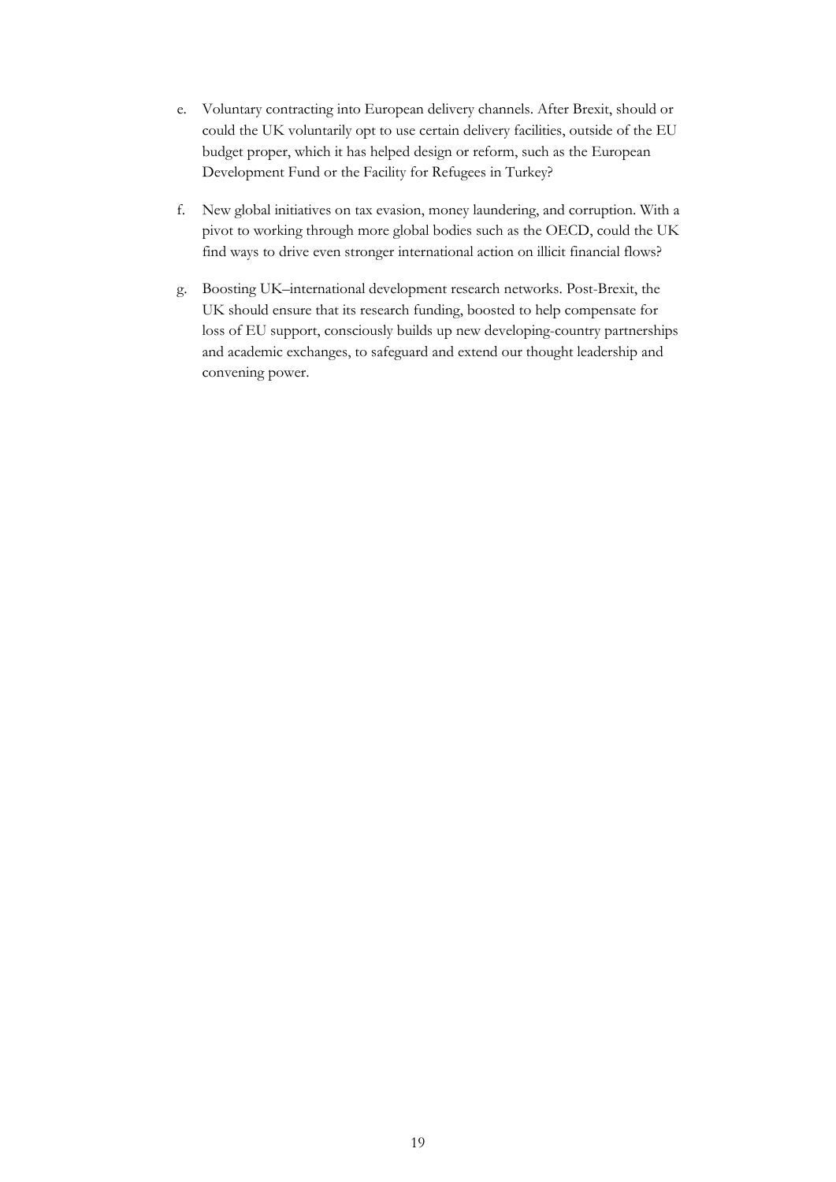e. Voluntary contracting into European delivery channels. After Brexit, should or could the UK voluntarily opt to use certain delivery facilities, outside of the EU budget proper, which it has helped design or reform, such as the European Development Fund or the Facility for Refugees in Turkey?

f. New global initiatives on tax evasion, money laundering, and corruption. With a pivot to working through more global bodies such as the OECD, could the UK find ways to drive even stronger international action on illicit financial flows?

g. Boosting UK–international development research networks. Post-Brexit, the UK should ensure that its research funding, boosted to help compensate for loss of EU support, consciously builds up new developing-country partnerships and academic exchanges, to safeguard and extend our thought leadership and convening power.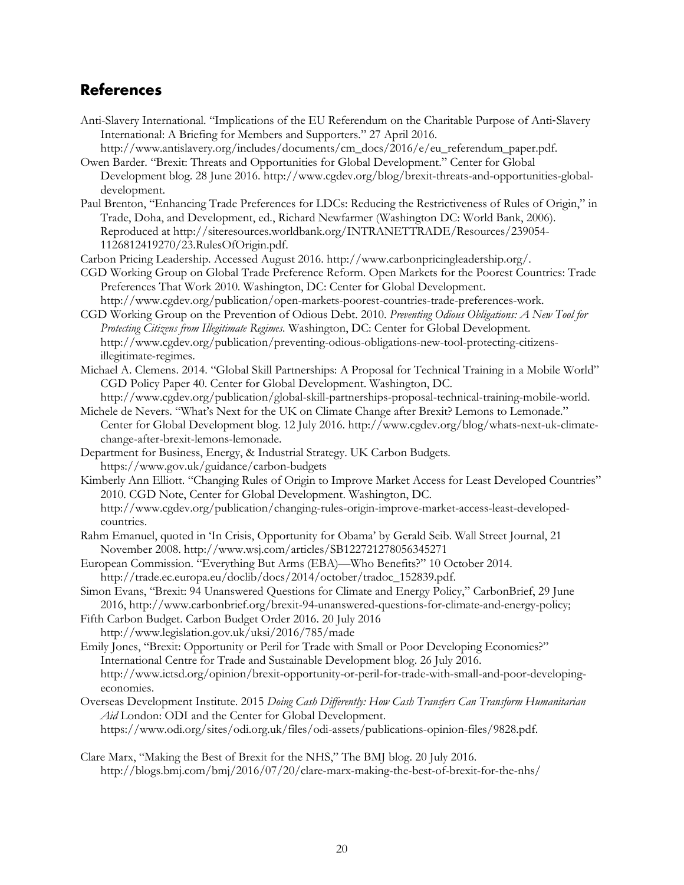## References

Anti-Slavery International. "Implications of the EU Referendum on the Charitable Purpose of Anti-Slavery International: A Briefing for Members and Supporters." 27 April 2016. http://www.antislavery.org/includes/documents/cm_docs/2016/e/eu_referendum_paper.pdf.

Owen Barder. "Brexit: Threats and Opportunities for Global Development." Center for Global Development blog. 28 June 2016. http://www.cgdev.org/blog/brexit-threats-and-opportunities-global-development.

Paul Brenton, "Enhancing Trade Preferences for LDCs: Reducing the Restrictiveness of Rules of Origin," in Trade, Doha, and Development, ed., Richard Newfarmer (Washington DC: World Bank, 2006). Reproduced at http://siteresources.worldbank.org/INTRANETTRADE/Resources/239054-1126812419270/23.RulesOfOrigin.pdf.

Carbon Pricing Leadership. Accessed August 2016. http://www.carbonpricingleadership.org/.

CGD Working Group on Global Trade Preference Reform. Open Markets for the Poorest Countries: Trade Preferences That Work 2010. Washington, DC: Center for Global Development. http://www.cgdev.org/publication/open-markets-poorest-countries-trade-preferences-work.

CGD Working Group on the Prevention of Odious Debt. 2010. *Preventing Odious Obligations: A New Tool for Protecting Citizens from Illegitimate Regimes.* Washington, DC: Center for Global Development. http://www.cgdev.org/publication/preventing-odious-obligations-new-tool-protecting-citizens-illegitimate-regimes.

Michael A. Clemens. 2014. "Global Skill Partnerships: A Proposal for Technical Training in a Mobile World" CGD Policy Paper 40. Center for Global Development. Washington, DC. http://www.cgdev.org/publication/global-skill-partnerships-proposal-technical-training-mobile-world.

Michele de Nevers. "What's Next for the UK on Climate Change after Brexit? Lemons to Lemonade." Center for Global Development blog. 12 July 2016. http://www.cgdev.org/blog/whats-next-uk-climate-change-after-brexit-lemons-lemonade.

Department for Business, Energy, & Industrial Strategy. UK Carbon Budgets. https://www.gov.uk/guidance/carbon-budgets

Kimberly Ann Elliott. "Changing Rules of Origin to Improve Market Access for Least Developed Countries" 2010. CGD Note, Center for Global Development. Washington, DC. http://www.cgdev.org/publication/changing-rules-origin-improve-market-access-least-developed-countries.

Rahm Emanuel, quoted in 'In Crisis, Opportunity for Obama' by Gerald Seib. Wall Street Journal, 21 November 2008. http://www.wsj.com/articles/SB122721278056345271

European Commission. "Everything But Arms (EBA)—Who Benefits?" 10 October 2014. http://trade.ec.europa.eu/doclib/docs/2014/october/tradoc_152839.pdf.

Simon Evans, "Brexit: 94 Unanswered Questions for Climate and Energy Policy," CarbonBrief, 29 June 2016, http://www.carbonbrief.org/brexit-94-unanswered-questions-for-climate-and-energy-policy;

Fifth Carbon Budget. Carbon Budget Order 2016. 20 July 2016 http://www.legislation.gov.uk/uksi/2016/785/made

Emily Jones, "Brexit: Opportunity or Peril for Trade with Small or Poor Developing Economies?" International Centre for Trade and Sustainable Development blog. 26 July 2016. http://www.ictsd.org/opinion/brexit-opportunity-or-peril-for-trade-with-small-and-poor-developing-economies.

Overseas Development Institute. 2015 *Doing Cash Differently: How Cash Transfers Can Transform Humanitarian Aid* London: ODI and the Center for Global Development. https://www.odi.org/sites/odi.org.uk/files/odi-assets/publications-opinion-files/9828.pdf.

Clare Marx, "Making the Best of Brexit for the NHS," The BMJ blog. 20 July 2016. http://blogs.bmj.com/bmj/2016/07/20/clare-marx-making-the-best-of-brexit-for-the-nhs/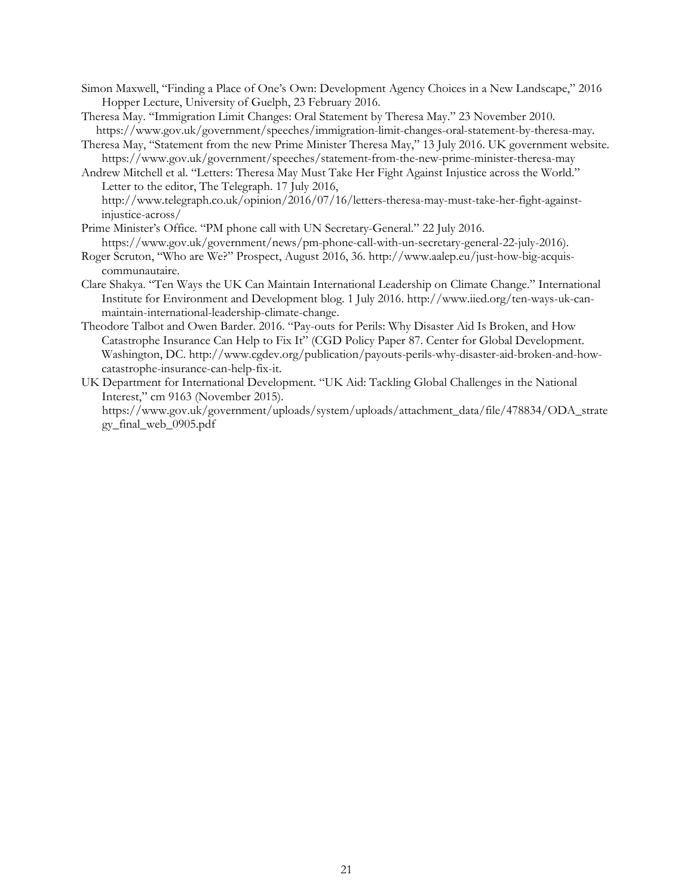Simon Maxwell, "Finding a Place of One's Own: Development Agency Choices in a New Landscape," 2016 Hopper Lecture, University of Guelph, 23 February 2016.

Theresa May. "Immigration Limit Changes: Oral Statement by Theresa May." 23 November 2010. https://www.gov.uk/government/speeches/immigration-limit-changes-oral-statement-by-theresa-may.

Theresa May, "Statement from the new Prime Minister Theresa May," 13 July 2016. UK government website. https://www.gov.uk/government/speeches/statement-from-the-new-prime-minister-theresa-may

Andrew Mitchell et al. "Letters: Theresa May Must Take Her Fight Against Injustice across the World." Letter to the editor, The Telegraph. 17 July 2016, http://www.telegraph.co.uk/opinion/2016/07/16/letters-theresa-may-must-take-her-fight-against-injustice-across/

Prime Minister's Office. "PM phone call with UN Secretary-General." 22 July 2016. https://www.gov.uk/government/news/pm-phone-call-with-un-secretary-general-22-july-2016).

Roger Scruton, "Who are We?" Prospect, August 2016, 36. http://www.aalep.eu/just-how-big-acquis-communautaire.

Clare Shakya. "Ten Ways the UK Can Maintain International Leadership on Climate Change." International Institute for Environment and Development blog. 1 July 2016. http://www.iied.org/ten-ways-uk-can-maintain-international-leadership-climate-change.

Theodore Talbot and Owen Barder. 2016. "Pay-outs for Perils: Why Disaster Aid Is Broken, and How Catastrophe Insurance Can Help to Fix It" (CGD Policy Paper 87. Center for Global Development. Washington, DC. http://www.cgdev.org/publication/payouts-perils-why-disaster-aid-broken-and-how-catastrophe-insurance-can-help-fix-it.

UK Department for International Development. "UK Aid: Tackling Global Challenges in the National Interest," cm 9163 (November 2015). https://www.gov.uk/government/uploads/system/uploads/attachment_data/file/478834/ODA_strategy_final_web_0905.pdf